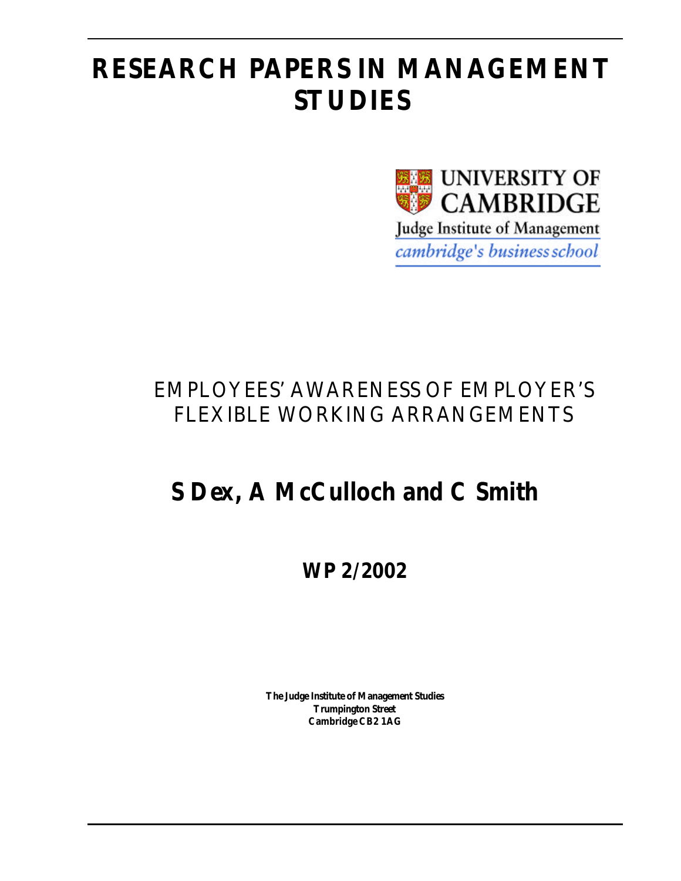# RESEARCH PAPERS IN MANAGEMENT STUDIES

UNIVERSITY OF CAMBRIDGE

Judge Institute of Management

*cambridge's business school*

## EMPLOYEES' AWARENESS OF EMPLOYER'S FLEXIBLE WORKING ARRANGEMENTS

**S Dex, A McCulloch and C Smith**

**WP 2/2002**

**The Judge Institute of Management Studies**
**Trumpington Street**
**Cambridge CB2 1AG**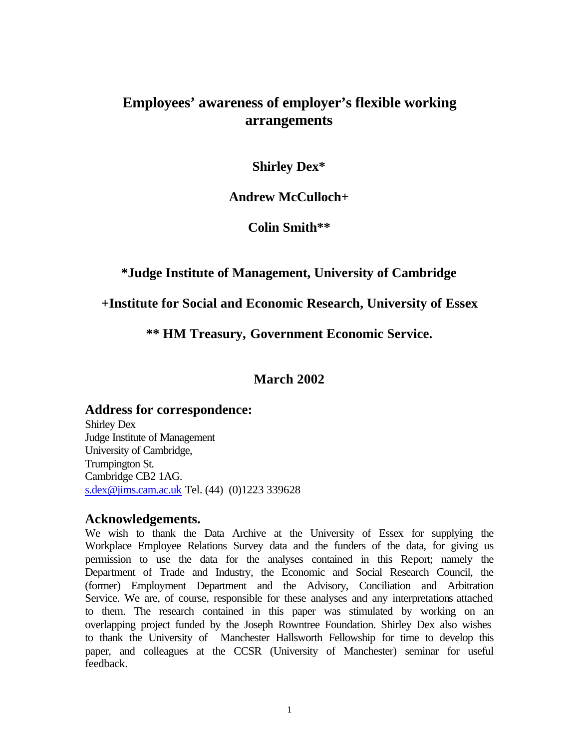# Employees' awareness of employer's flexible working arrangements

**Shirley Dex***

**Andrew McCulloch+**

**Colin Smith****

**\*Judge Institute of Management, University of Cambridge**

**+Institute for Social and Economic Research, University of Essex**

**\*\* HM Treasury, Government Economic Service.**

**March 2002**

## Address for correspondence:

Shirley Dex
Judge Institute of Management
University of Cambridge,
Trumpington St.
Cambridge CB2 1AG.
s.dex@jims.cam.ac.uk Tel. (44) (0)1223 339628

## Acknowledgements.

We wish to thank the Data Archive at the University of Essex for supplying the Workplace Employee Relations Survey data and the funders of the data, for giving us permission to use the data for the analyses contained in this Report; namely the Department of Trade and Industry, the Economic and Social Research Council, the (former) Employment Department and the Advisory, Conciliation and Arbitration Service. We are, of course, responsible for these analyses and any interpretations attached to them. The research contained in this paper was stimulated by working on an overlapping project funded by the Joseph Rowntree Foundation. Shirley Dex also wishes to thank the University of Manchester Hallsworth Fellowship for time to develop this paper, and colleagues at the CCSR (University of Manchester) seminar for useful feedback.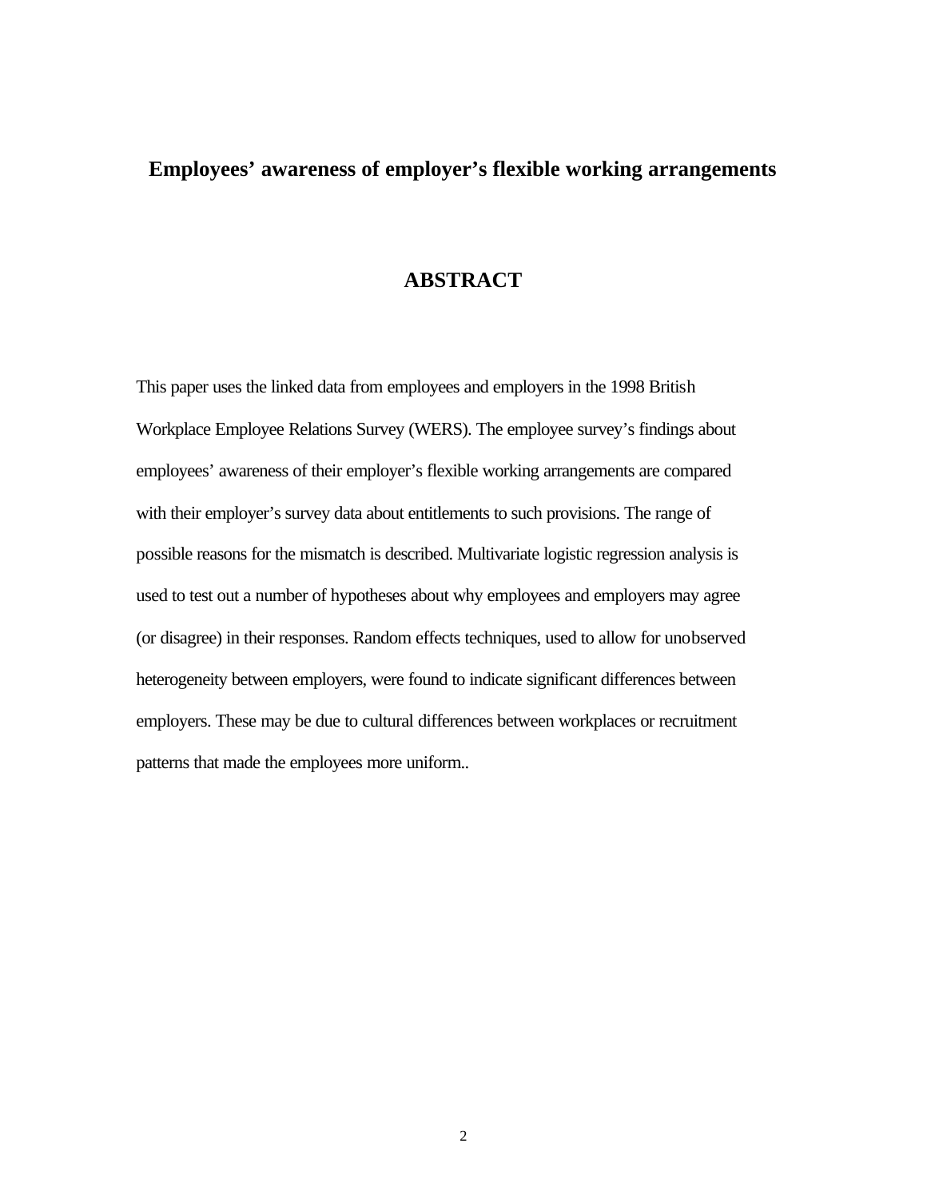# Employees' awareness of employer's flexible working arrangements

## ABSTRACT

This paper uses the linked data from employees and employers in the 1998 British Workplace Employee Relations Survey (WERS). The employee survey's findings about employees' awareness of their employer's flexible working arrangements are compared with their employer's survey data about entitlements to such provisions. The range of possible reasons for the mismatch is described. Multivariate logistic regression analysis is used to test out a number of hypotheses about why employees and employers may agree (or disagree) in their responses. Random effects techniques, used to allow for unobserved heterogeneity between employers, were found to indicate significant differences between employers. These may be due to cultural differences between workplaces or recruitment patterns that made the employees more uniform..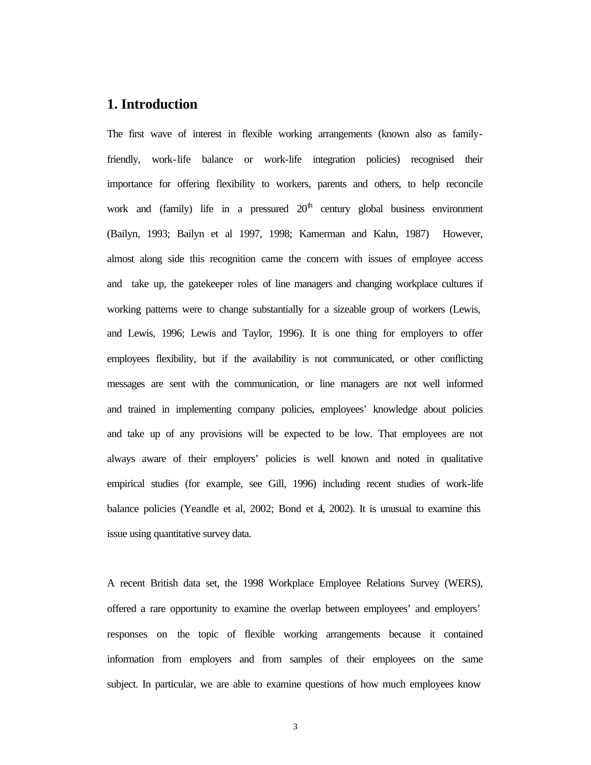# 1. Introduction

The first wave of interest in flexible working arrangements (known also as family-friendly, work-life balance or work-life integration policies) recognised their importance for offering flexibility to workers, parents and others, to help reconcile work and (family) life in a pressured $20^{th}$ century global business environment (Bailyn, 1993; Bailyn et al 1997, 1998; Kamerman and Kahn, 1987) However, almost along side this recognition came the concern with issues of employee access and take up, the gatekeeper roles of line managers and changing workplace cultures if working patterns were to change substantially for a sizeable group of workers (Lewis, and Lewis, 1996; Lewis and Taylor, 1996). It is one thing for employers to offer employees flexibility, but if the availability is not communicated, or other conflicting messages are sent with the communication, or line managers are not well informed and trained in implementing company policies, employees' knowledge about policies and take up of any provisions will be expected to be low. That employees are not always aware of their employers' policies is well known and noted in qualitative empirical studies (for example, see Gill, 1996) including recent studies of work-life balance policies (Yeandle et al, 2002; Bond et al, 2002). It is unusual to examine this issue using quantitative survey data.

A recent British data set, the 1998 Workplace Employee Relations Survey (WERS), offered a rare opportunity to examine the overlap between employees' and employers' responses on the topic of flexible working arrangements because it contained information from employers and from samples of their employees on the same subject. In particular, we are able to examine questions of how much employees know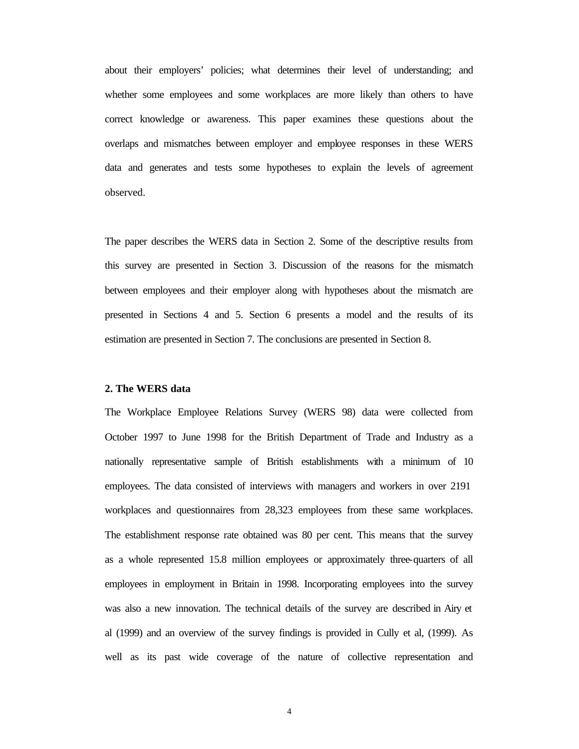about their employers' policies; what determines their level of understanding; and whether some employees and some workplaces are more likely than others to have correct knowledge or awareness. This paper examines these questions about the overlaps and mismatches between employer and employee responses in these WERS data and generates and tests some hypotheses to explain the levels of agreement observed.

The paper describes the WERS data in Section 2. Some of the descriptive results from this survey are presented in Section 3. Discussion of the reasons for the mismatch between employees and their employer along with hypotheses about the mismatch are presented in Sections 4 and 5. Section 6 presents a model and the results of its estimation are presented in Section 7. The conclusions are presented in Section 8.

## 2. The WERS data

The Workplace Employee Relations Survey (WERS 98) data were collected from October 1997 to June 1998 for the British Department of Trade and Industry as a nationally representative sample of British establishments with a minimum of 10 employees. The data consisted of interviews with managers and workers in over 2191 workplaces and questionnaires from 28,323 employees from these same workplaces. The establishment response rate obtained was 80 per cent. This means that the survey as a whole represented 15.8 million employees or approximately three-quarters of all employees in employment in Britain in 1998. Incorporating employees into the survey was also a new innovation. The technical details of the survey are described in Airy et al (1999) and an overview of the survey findings is provided in Cully et al, (1999). As well as its past wide coverage of the nature of collective representation and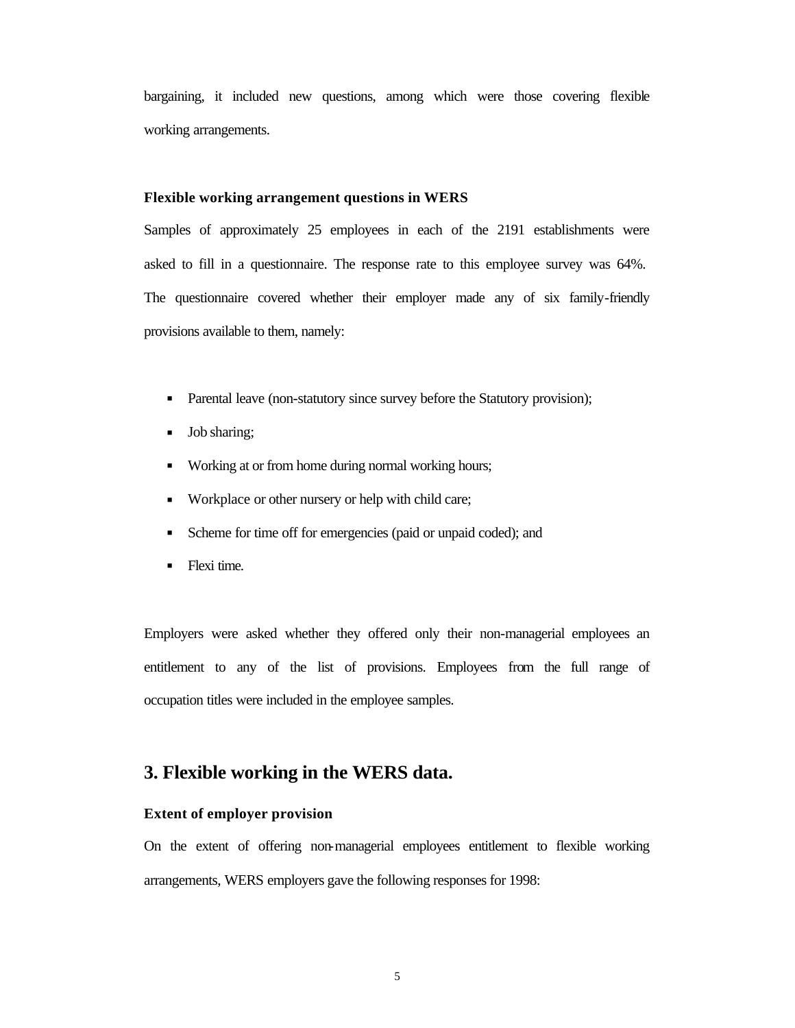bargaining, it included new questions, among which were those covering flexible working arrangements.

### Flexible working arrangement questions in WERS

Samples of approximately 25 employees in each of the 2191 establishments were asked to fill in a questionnaire. The response rate to this employee survey was 64%. The questionnaire covered whether their employer made any of six family-friendly provisions available to them, namely:

- Parental leave (non-statutory since survey before the Statutory provision);
- Job sharing;
- Working at or from home during normal working hours;
- Workplace or other nursery or help with child care;
- Scheme for time off for emergencies (paid or unpaid coded); and
- Flexi time.

Employers were asked whether they offered only their non-managerial employees an entitlement to any of the list of provisions. Employees from the full range of occupation titles were included in the employee samples.

## 3. Flexible working in the WERS data.

### Extent of employer provision

On the extent of offering non-managerial employees entitlement to flexible working arrangements, WERS employers gave the following responses for 1998: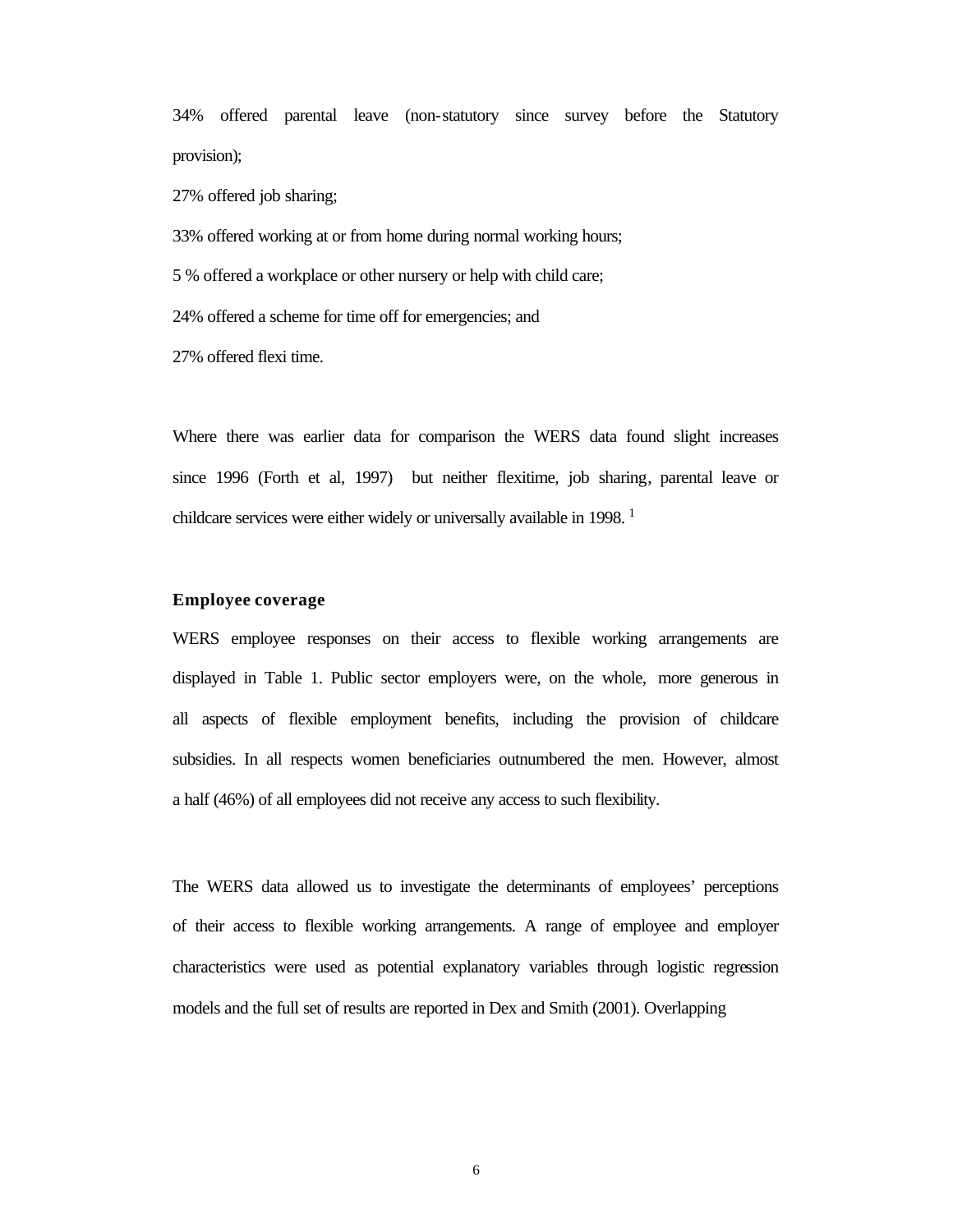34% offered parental leave (non-statutory since survey before the Statutory provision);

27% offered job sharing;

33% offered working at or from home during normal working hours;

5 % offered a workplace or other nursery or help with child care;

24% offered a scheme for time off for emergencies; and

27% offered flexi time.

Where there was earlier data for comparison the WERS data found slight increases since 1996 (Forth et al, 1997) but neither flexitime, job sharing, parental leave or childcare services were either widely or universally available in 1998. [1]

**Employee coverage**

WERS employee responses on their access to flexible working arrangements are displayed in Table 1. Public sector employers were, on the whole, more generous in all aspects of flexible employment benefits, including the provision of childcare subsidies. In all respects women beneficiaries outnumbered the men. However, almost a half (46%) of all employees did not receive any access to such flexibility.

The WERS data allowed us to investigate the determinants of employees' perceptions of their access to flexible working arrangements. A range of employee and employer characteristics were used as potential explanatory variables through logistic regression models and the full set of results are reported in Dex and Smith (2001). Overlapping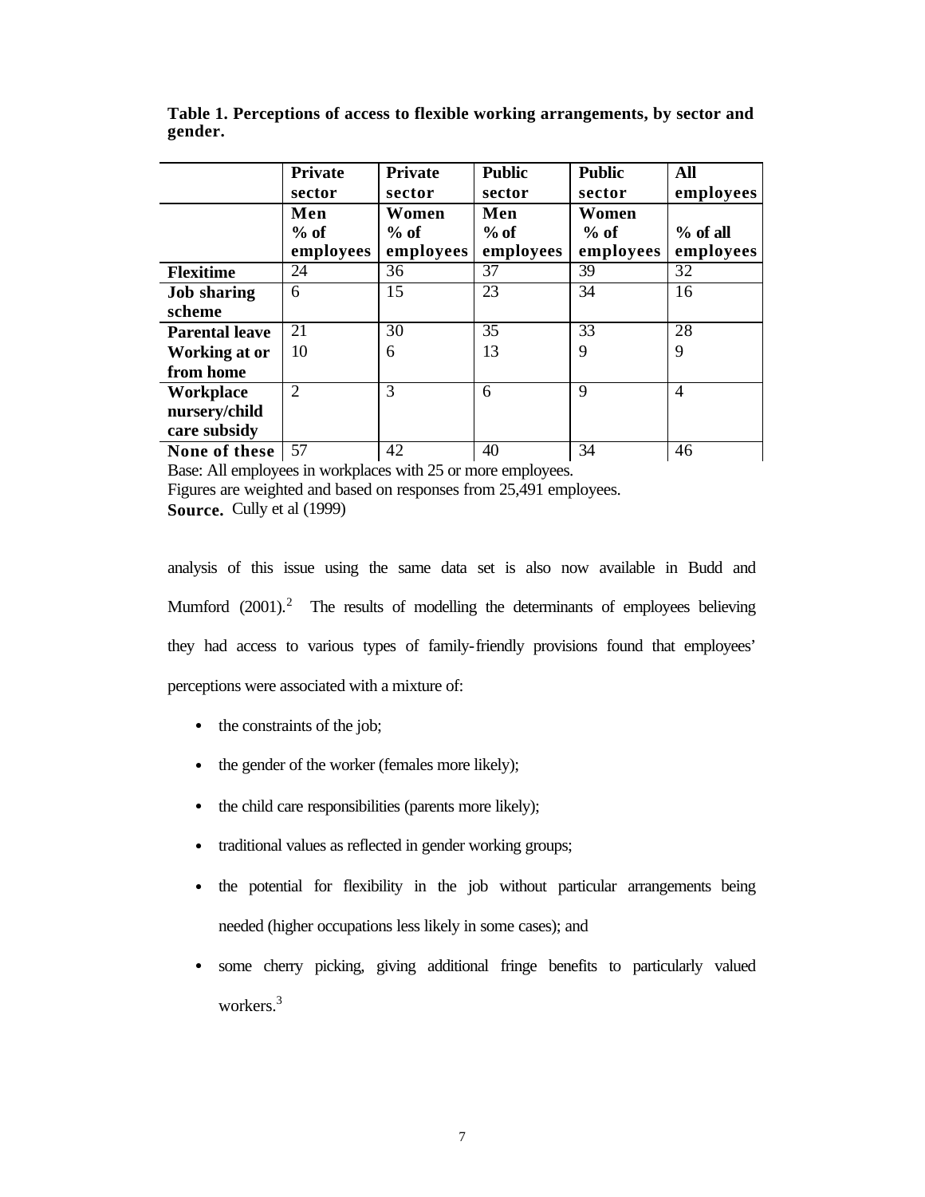**Table 1. Perceptions of access to flexible working arrangements, by sector and gender.**

| | Private sector | Private sector | Public sector | Public sector | All employees |
|---|---|---|---|---|---|
| | Men % of employees | Women % of employees | Men % of employees | Women % of employees | % of all employees |
| **Flexitime** | 24 | 36 | 37 | 39 | 32 |
| **Job sharing scheme** | 6 | 15 | 23 | 34 | 16 |
| **Parental leave** | 21 | 30 | 35 | 33 | 28 |
| **Working at or from home** | 10 | 6 | 13 | 9 | 9 |
| **Workplace nursery/child care subsidy** | 2 | 3 | 6 | 9 | 4 |
| **None of these** | 57 | 42 | 40 | 34 | 46 |

Base: All employees in workplaces with 25 or more employees.
Figures are weighted and based on responses from 25,491 employees.
**Source.** Cully et al (1999)

analysis of this issue using the same data set is also now available in Budd and Mumford (2001).[2] The results of modelling the determinants of employees believing they had access to various types of family-friendly provisions found that employees' perceptions were associated with a mixture of:

- the constraints of the job;
- the gender of the worker (females more likely);
- the child care responsibilities (parents more likely);
- traditional values as reflected in gender working groups;
- the potential for flexibility in the job without particular arrangements being needed (higher occupations less likely in some cases); and
- some cherry picking, giving additional fringe benefits to particularly valued workers.[3]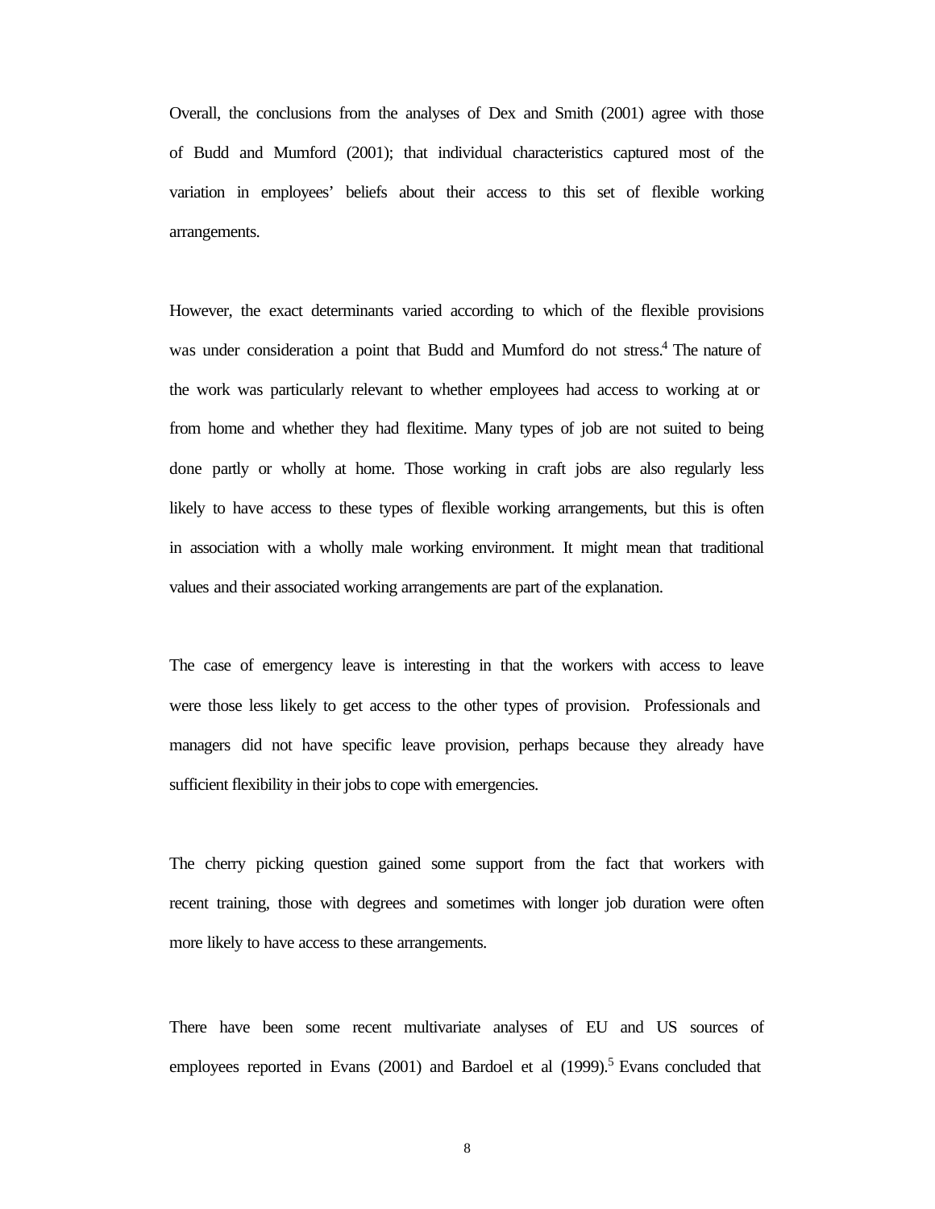Overall, the conclusions from the analyses of Dex and Smith (2001) agree with those of Budd and Mumford (2001); that individual characteristics captured most of the variation in employees' beliefs about their access to this set of flexible working arrangements.

However, the exact determinants varied according to which of the flexible provisions was under consideration a point that Budd and Mumford do not stress.[4] The nature of the work was particularly relevant to whether employees had access to working at or from home and whether they had flexitime. Many types of job are not suited to being done partly or wholly at home. Those working in craft jobs are also regularly less likely to have access to these types of flexible working arrangements, but this is often in association with a wholly male working environment. It might mean that traditional values and their associated working arrangements are part of the explanation.

The case of emergency leave is interesting in that the workers with access to leave were those less likely to get access to the other types of provision. Professionals and managers did not have specific leave provision, perhaps because they already have sufficient flexibility in their jobs to cope with emergencies.

The cherry picking question gained some support from the fact that workers with recent training, those with degrees and sometimes with longer job duration were often more likely to have access to these arrangements.

There have been some recent multivariate analyses of EU and US sources of employees reported in Evans (2001) and Bardoel et al (1999).[5] Evans concluded that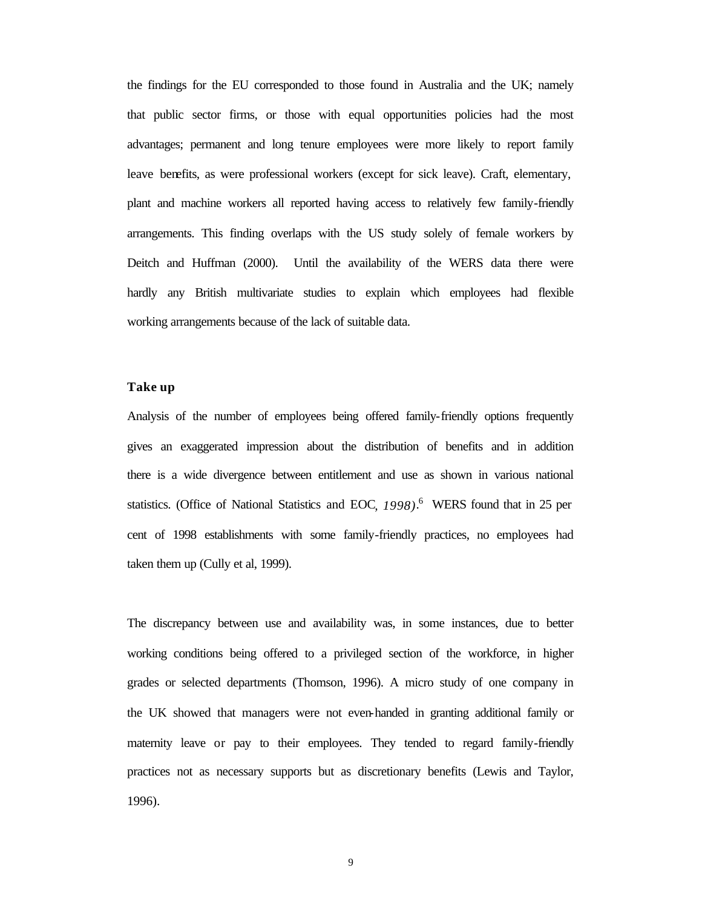the findings for the EU corresponded to those found in Australia and the UK; namely that public sector firms, or those with equal opportunities policies had the most advantages; permanent and long tenure employees were more likely to report family leave benefits, as were professional workers (except for sick leave). Craft, elementary, plant and machine workers all reported having access to relatively few family-friendly arrangements. This finding overlaps with the US study solely of female workers by Deitch and Huffman (2000). Until the availability of the WERS data there were hardly any British multivariate studies to explain which employees had flexible working arrangements because of the lack of suitable data.

**Take up**

Analysis of the number of employees being offered family-friendly options frequently gives an exaggerated impression about the distribution of benefits and in addition there is a wide divergence between entitlement and use as shown in various national statistics. (Office of National Statistics and EOC, 1998).[6] WERS found that in 25 per cent of 1998 establishments with some family-friendly practices, no employees had taken them up (Cully et al, 1999).

The discrepancy between use and availability was, in some instances, due to better working conditions being offered to a privileged section of the workforce, in higher grades or selected departments (Thomson, 1996). A micro study of one company in the UK showed that managers were not even-handed in granting additional family or maternity leave or pay to their employees. They tended to regard family-friendly practices not as necessary supports but as discretionary benefits (Lewis and Taylor, 1996).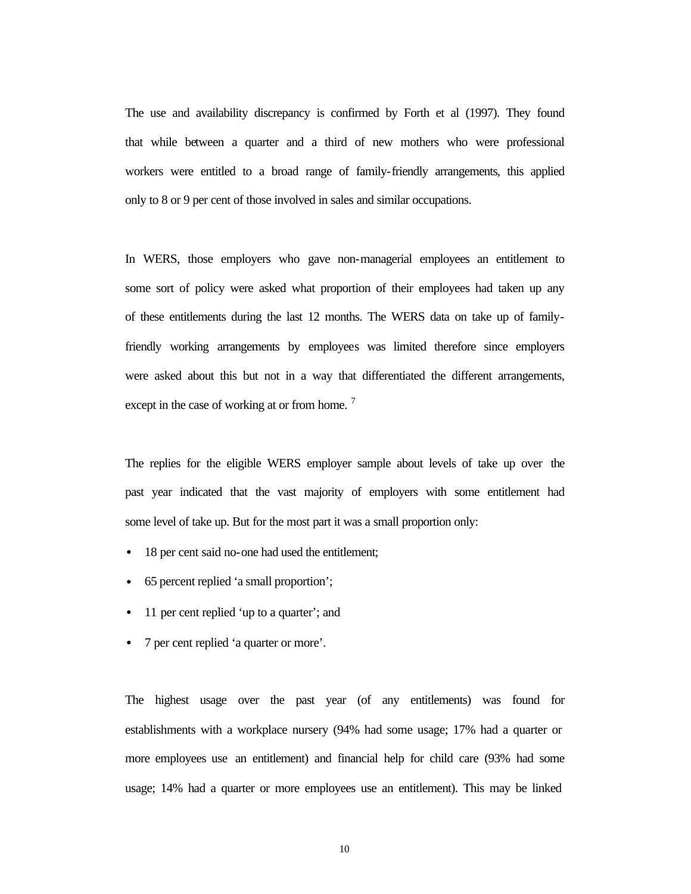The use and availability discrepancy is confirmed by Forth et al (1997). They found that while between a quarter and a third of new mothers who were professional workers were entitled to a broad range of family-friendly arrangements, this applied only to 8 or 9 per cent of those involved in sales and similar occupations.

In WERS, those employers who gave non-managerial employees an entitlement to some sort of policy were asked what proportion of their employees had taken up any of these entitlements during the last 12 months. The WERS data on take up of family-friendly working arrangements by employees was limited therefore since employers were asked about this but not in a way that differentiated the different arrangements, except in the case of working at or from home. [7]

The replies for the eligible WERS employer sample about levels of take up over the past year indicated that the vast majority of employers with some entitlement had some level of take up. But for the most part it was a small proportion only:

- 18 per cent said no-one had used the entitlement;
- 65 percent replied 'a small proportion';
- 11 per cent replied 'up to a quarter'; and
- 7 per cent replied 'a quarter or more'.

The highest usage over the past year (of any entitlements) was found for establishments with a workplace nursery (94% had some usage; 17% had a quarter or more employees use an entitlement) and financial help for child care (93% had some usage; 14% had a quarter or more employees use an entitlement). This may be linked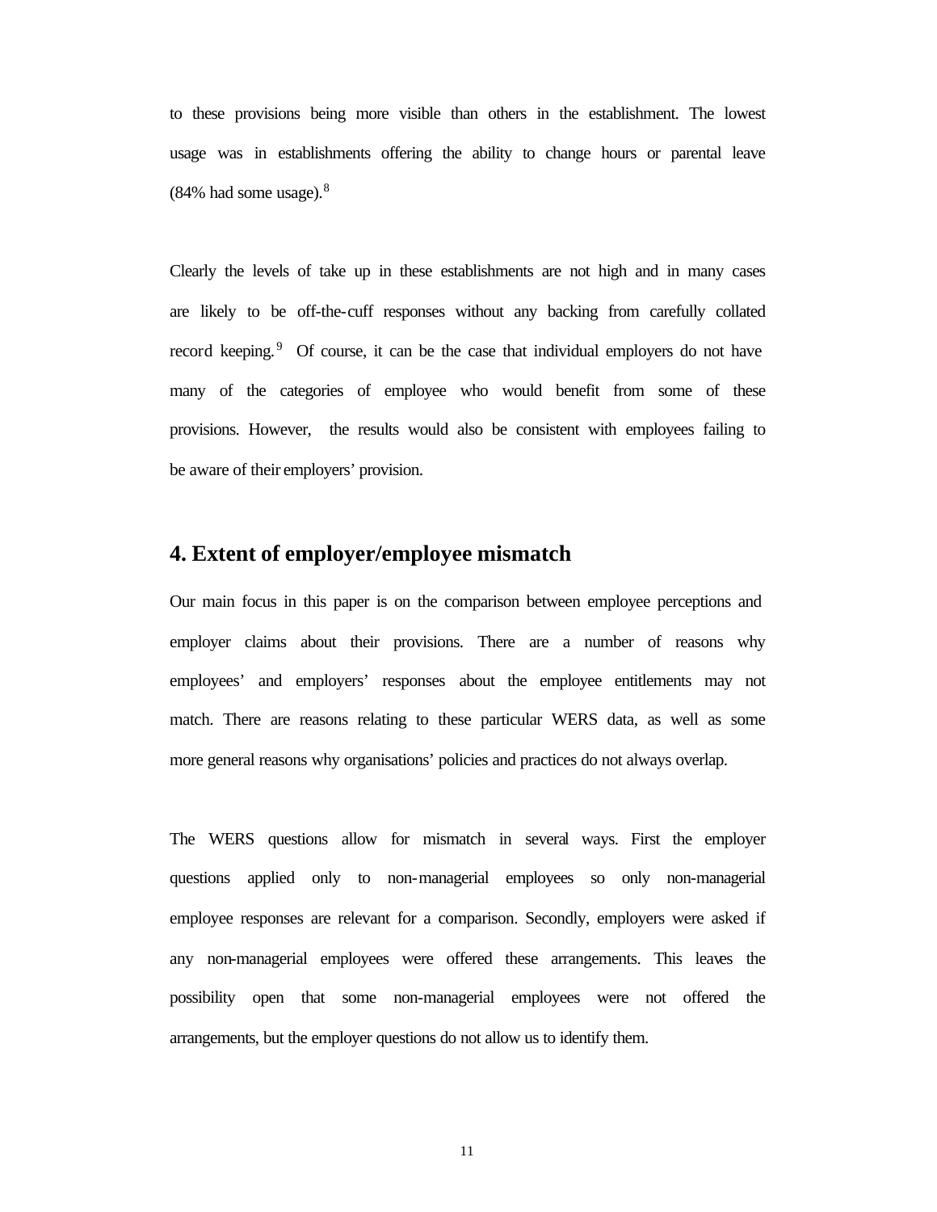to these provisions being more visible than others in the establishment. The lowest usage was in establishments offering the ability to change hours or parental leave (84% had some usage).[8]

Clearly the levels of take up in these establishments are not high and in many cases are likely to be off-the-cuff responses without any backing from carefully collated record keeping.[9] Of course, it can be the case that individual employers do not have many of the categories of employee who would benefit from some of these provisions. However, the results would also be consistent with employees failing to be aware of their employers' provision.

## 4. Extent of employer/employee mismatch

Our main focus in this paper is on the comparison between employee perceptions and employer claims about their provisions. There are a number of reasons why employees' and employers' responses about the employee entitlements may not match. There are reasons relating to these particular WERS data, as well as some more general reasons why organisations' policies and practices do not always overlap.

The WERS questions allow for mismatch in several ways. First the employer questions applied only to non-managerial employees so only non-managerial employee responses are relevant for a comparison. Secondly, employers were asked if any non-managerial employees were offered these arrangements. This leaves the possibility open that some non-managerial employees were not offered the arrangements, but the employer questions do not allow us to identify them.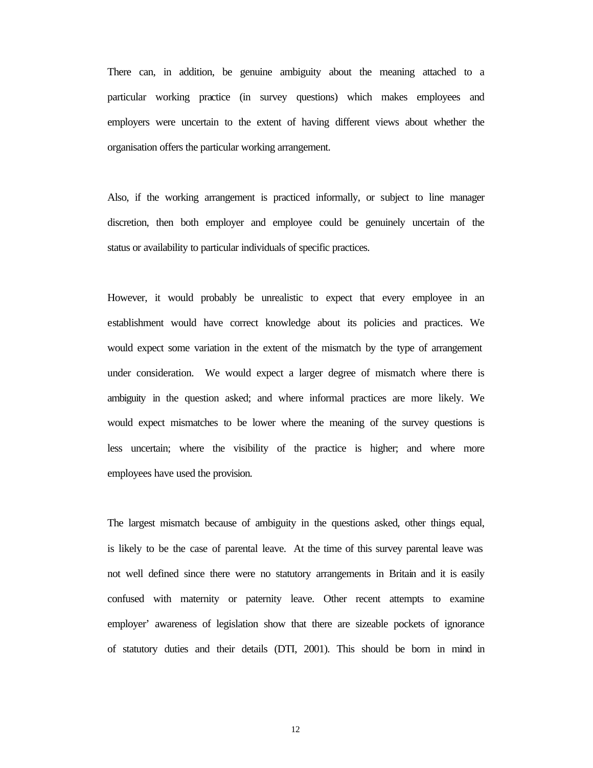There can, in addition, be genuine ambiguity about the meaning attached to a particular working practice (in survey questions) which makes employees and employers were uncertain to the extent of having different views about whether the organisation offers the particular working arrangement.

Also, if the working arrangement is practiced informally, or subject to line manager discretion, then both employer and employee could be genuinely uncertain of the status or availability to particular individuals of specific practices.

However, it would probably be unrealistic to expect that every employee in an establishment would have correct knowledge about its policies and practices. We would expect some variation in the extent of the mismatch by the type of arrangement under consideration. We would expect a larger degree of mismatch where there is ambiguity in the question asked; and where informal practices are more likely. We would expect mismatches to be lower where the meaning of the survey questions is less uncertain; where the visibility of the practice is higher; and where more employees have used the provision.

The largest mismatch because of ambiguity in the questions asked, other things equal, is likely to be the case of parental leave. At the time of this survey parental leave was not well defined since there were no statutory arrangements in Britain and it is easily confused with maternity or paternity leave. Other recent attempts to examine employer' awareness of legislation show that there are sizeable pockets of ignorance of statutory duties and their details (DTI, 2001). This should be born in mind in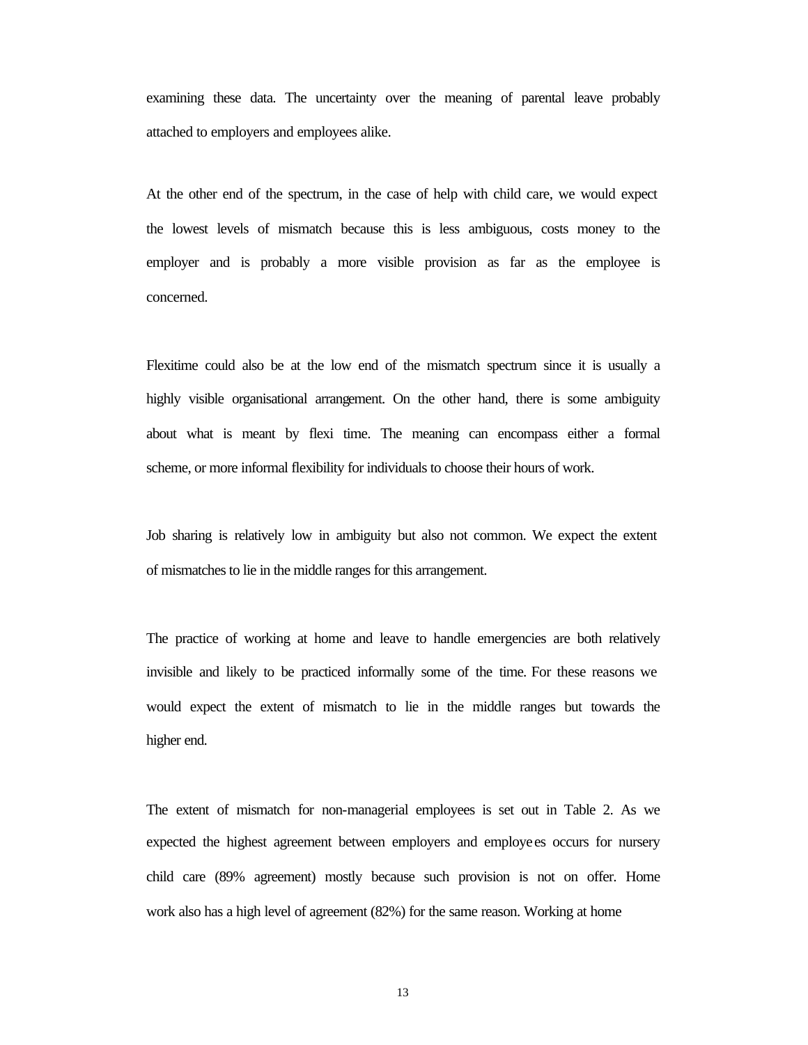examining these data. The uncertainty over the meaning of parental leave probably attached to employers and employees alike.

At the other end of the spectrum, in the case of help with child care, we would expect the lowest levels of mismatch because this is less ambiguous, costs money to the employer and is probably a more visible provision as far as the employee is concerned.

Flexitime could also be at the low end of the mismatch spectrum since it is usually a highly visible organisational arrangement. On the other hand, there is some ambiguity about what is meant by flexi time. The meaning can encompass either a formal scheme, or more informal flexibility for individuals to choose their hours of work.

Job sharing is relatively low in ambiguity but also not common. We expect the extent of mismatches to lie in the middle ranges for this arrangement.

The practice of working at home and leave to handle emergencies are both relatively invisible and likely to be practiced informally some of the time. For these reasons we would expect the extent of mismatch to lie in the middle ranges but towards the higher end.

The extent of mismatch for non-managerial employees is set out in Table 2. As we expected the highest agreement between employers and employees occurs for nursery child care (89% agreement) mostly because such provision is not on offer. Home work also has a high level of agreement (82%) for the same reason. Working at home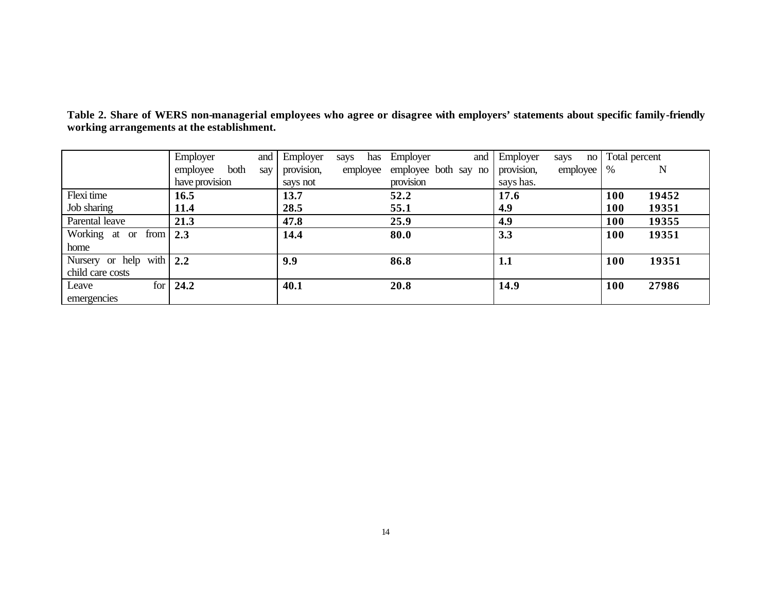**Table 2. Share of WERS non-managerial employees who agree or disagree with employers' statements about specific family-friendly working arrangements at the establishment.**

| | Employer and employee both say have provision | Employer says has provision, employee says not | Employer and employee both say no provision | Employer says no provision, employee says has. | Total percent % | N |
|---|---|---|---|---|---|---|
| Flexi time | **16.5** | **13.7** | **52.2** | **17.6** | **100** | **19452** |
| Job sharing | **11.4** | **28.5** | **55.1** | **4.9** | **100** | **19351** |
| Parental leave | **21.3** | **47.8** | **25.9** | **4.9** | **100** | **19355** |
| Working at or from home | **2.3** | **14.4** | **80.0** | **3.3** | **100** | **19351** |
| Nursery or help with child care costs | **2.2** | **9.9** | **86.8** | **1.1** | **100** | **19351** |
| Leave for emergencies | **24.2** | **40.1** | **20.8** | **14.9** | **100** | **27986** |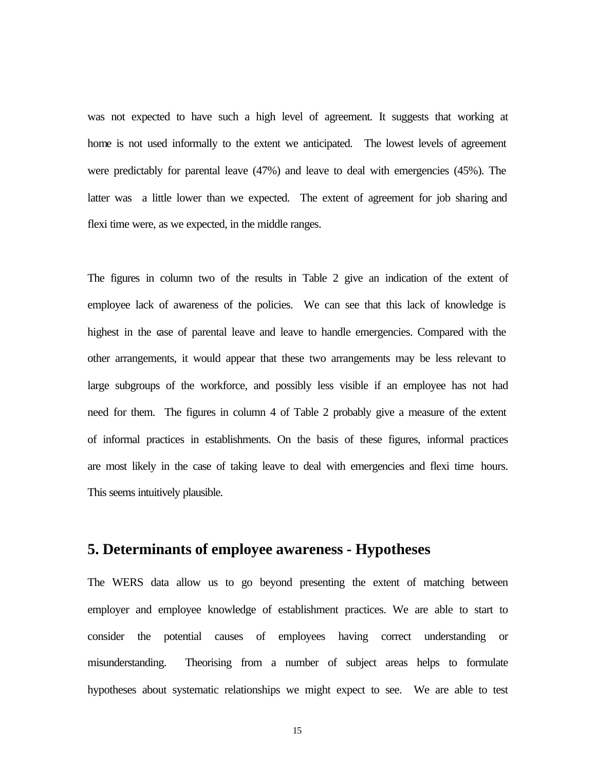was not expected to have such a high level of agreement. It suggests that working at home is not used informally to the extent we anticipated. The lowest levels of agreement were predictably for parental leave (47%) and leave to deal with emergencies (45%). The latter was a little lower than we expected. The extent of agreement for job sharing and flexi time were, as we expected, in the middle ranges.

The figures in column two of the results in Table 2 give an indication of the extent of employee lack of awareness of the policies. We can see that this lack of knowledge is highest in the case of parental leave and leave to handle emergencies. Compared with the other arrangements, it would appear that these two arrangements may be less relevant to large subgroups of the workforce, and possibly less visible if an employee has not had need for them. The figures in column 4 of Table 2 probably give a measure of the extent of informal practices in establishments. On the basis of these figures, informal practices are most likely in the case of taking leave to deal with emergencies and flexi time hours. This seems intuitively plausible.

## 5. Determinants of employee awareness - Hypotheses

The WERS data allow us to go beyond presenting the extent of matching between employer and employee knowledge of establishment practices. We are able to start to consider the potential causes of employees having correct understanding or misunderstanding. Theorising from a number of subject areas helps to formulate hypotheses about systematic relationships we might expect to see. We are able to test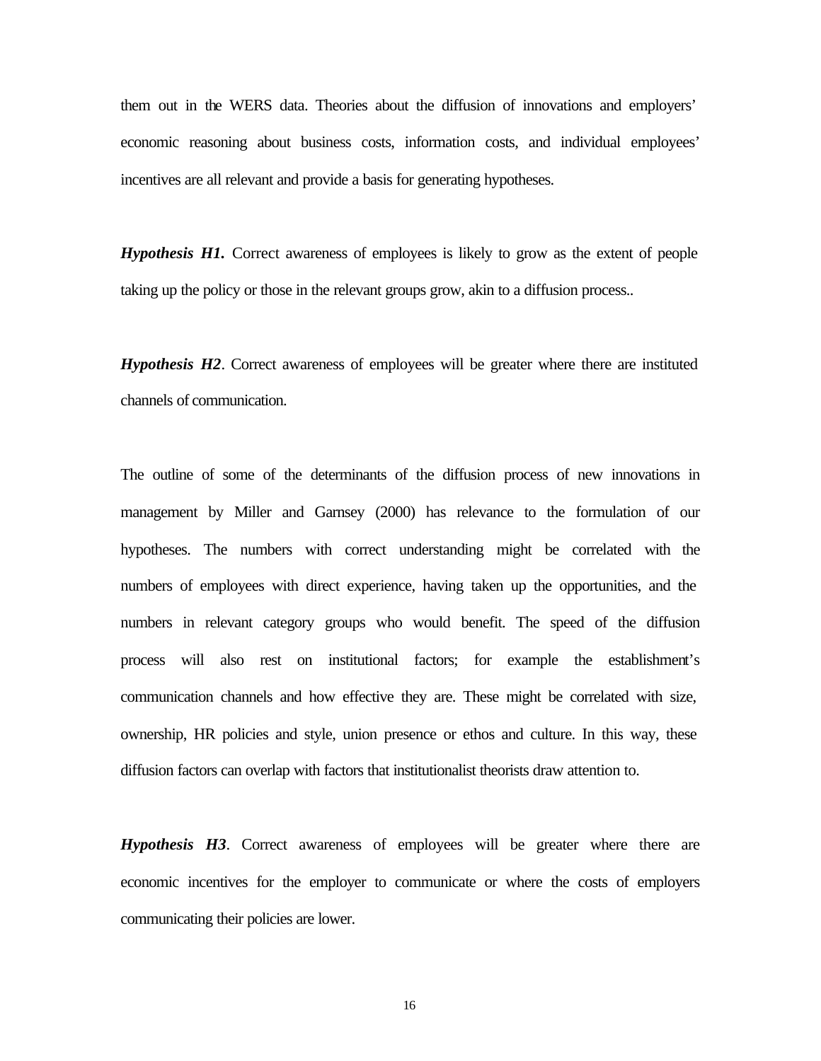them out in the WERS data. Theories about the diffusion of innovations and employers' economic reasoning about business costs, information costs, and individual employees' incentives are all relevant and provide a basis for generating hypotheses.

***Hypothesis H1.*** Correct awareness of employees is likely to grow as the extent of people taking up the policy or those in the relevant groups grow, akin to a diffusion process..

***Hypothesis H2***. Correct awareness of employees will be greater where there are instituted channels of communication.

The outline of some of the determinants of the diffusion process of new innovations in management by Miller and Garnsey (2000) has relevance to the formulation of our hypotheses. The numbers with correct understanding might be correlated with the numbers of employees with direct experience, having taken up the opportunities, and the numbers in relevant category groups who would benefit. The speed of the diffusion process will also rest on institutional factors; for example the establishment's communication channels and how effective they are. These might be correlated with size, ownership, HR policies and style, union presence or ethos and culture. In this way, these diffusion factors can overlap with factors that institutionalist theorists draw attention to.

***Hypothesis H3***. Correct awareness of employees will be greater where there are economic incentives for the employer to communicate or where the costs of employers communicating their policies are lower.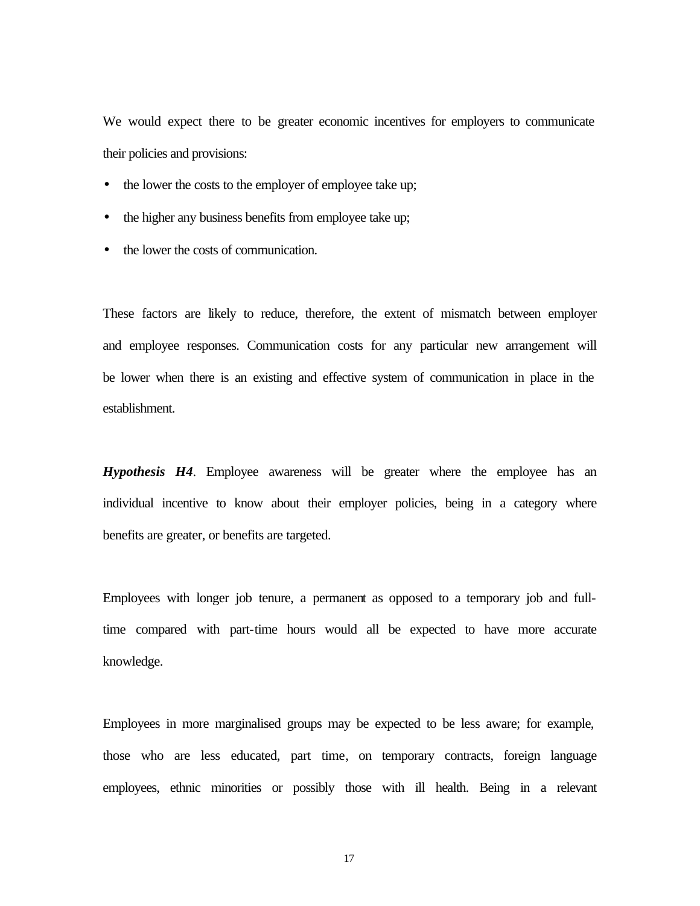We would expect there to be greater economic incentives for employers to communicate their policies and provisions:

- the lower the costs to the employer of employee take up;
- the higher any business benefits from employee take up;
- the lower the costs of communication.

These factors are likely to reduce, therefore, the extent of mismatch between employer and employee responses. Communication costs for any particular new arrangement will be lower when there is an existing and effective system of communication in place in the establishment.

***Hypothesis H4***. Employee awareness will be greater where the employee has an individual incentive to know about their employer policies, being in a category where benefits are greater, or benefits are targeted.

Employees with longer job tenure, a permanent as opposed to a temporary job and full-time compared with part-time hours would all be expected to have more accurate knowledge.

Employees in more marginalised groups may be expected to be less aware; for example, those who are less educated, part time, on temporary contracts, foreign language employees, ethnic minorities or possibly those with ill health. Being in a relevant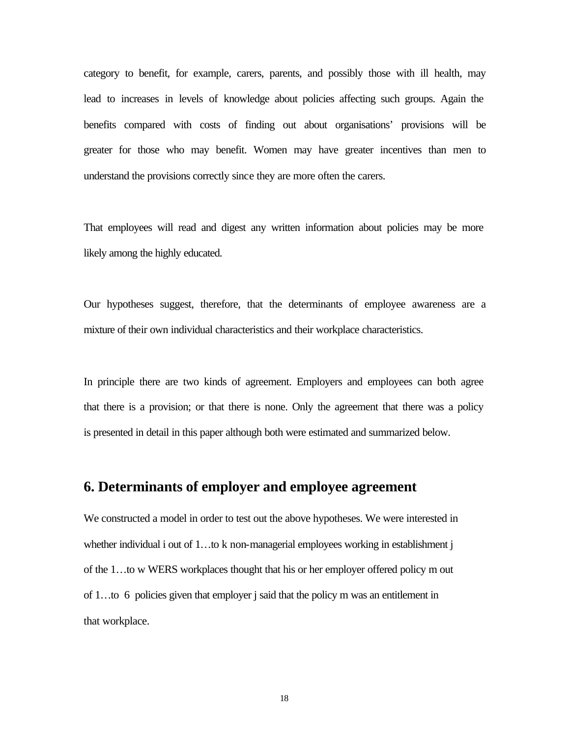category to benefit, for example, carers, parents, and possibly those with ill health, may lead to increases in levels of knowledge about policies affecting such groups. Again the benefits compared with costs of finding out about organisations' provisions will be greater for those who may benefit. Women may have greater incentives than men to understand the provisions correctly since they are more often the carers.

That employees will read and digest any written information about policies may be more likely among the highly educated.

Our hypotheses suggest, therefore, that the determinants of employee awareness are a mixture of their own individual characteristics and their workplace characteristics.

In principle there are two kinds of agreement. Employers and employees can both agree that there is a provision; or that there is none. Only the agreement that there was a policy is presented in detail in this paper although both were estimated and summarized below.

## 6. Determinants of employer and employee agreement

We constructed a model in order to test out the above hypotheses. We were interested in whether individual $i$ out of 1…to $k$ non-managerial employees working in establishment $j$ of the 1…to $w$ WERS workplaces thought that his or her employer offered policy $m$ out of 1…to 6 policies given that employer $j$ said that the policy $m$ was an entitlement in that workplace.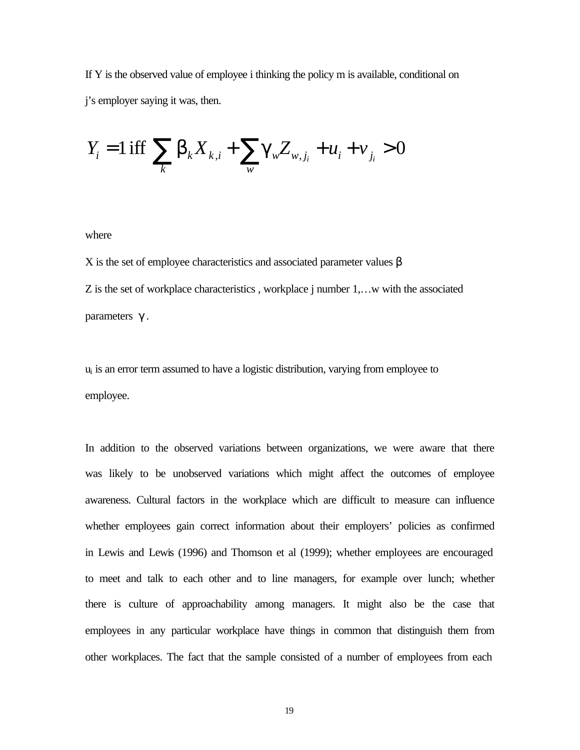If Y is the observed value of employee i thinking the policy m is available, conditional on j's employer saying it was, then.

$$Y_i = 1 \text{ iff } \sum_k \beta_k X_{k,i} + \sum_w \gamma_w Z_{w,j_i} + u_i + v_{j_i} > 0$$

where

X is the set of employee characteristics and associated parameter values $\beta$

Z is the set of workplace characteristics , workplace j number 1,…w with the associated parameters $\gamma$.

$u_i$ is an error term assumed to have a logistic distribution, varying from employee to employee.

In addition to the observed variations between organizations, we were aware that there was likely to be unobserved variations which might affect the outcomes of employee awareness. Cultural factors in the workplace which are difficult to measure can influence whether employees gain correct information about their employers' policies as confirmed in Lewis and Lewis (1996) and Thomson et al (1999); whether employees are encouraged to meet and talk to each other and to line managers, for example over lunch; whether there is culture of approachability among managers. It might also be the case that employees in any particular workplace have things in common that distinguish them from other workplaces. The fact that the sample consisted of a number of employees from each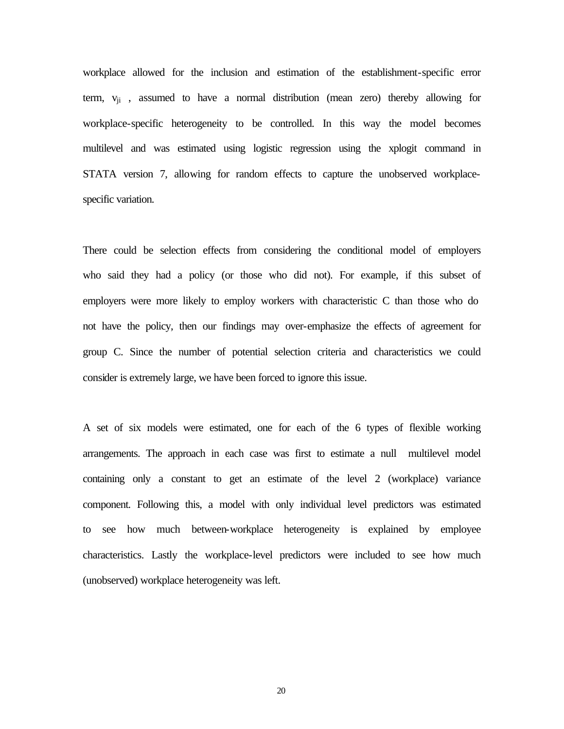workplace allowed for the inclusion and estimation of the establishment-specific error term, $v_{ji}$ , assumed to have a normal distribution (mean zero) thereby allowing for workplace-specific heterogeneity to be controlled. In this way the model becomes multilevel and was estimated using logistic regression using the xplogit command in STATA version 7, allowing for random effects to capture the unobserved workplace-specific variation.

There could be selection effects from considering the conditional model of employers who said they had a policy (or those who did not). For example, if this subset of employers were more likely to employ workers with characteristic C than those who do not have the policy, then our findings may over-emphasize the effects of agreement for group C. Since the number of potential selection criteria and characteristics we could consider is extremely large, we have been forced to ignore this issue.

A set of six models were estimated, one for each of the 6 types of flexible working arrangements. The approach in each case was first to estimate a null multilevel model containing only a constant to get an estimate of the level 2 (workplace) variance component. Following this, a model with only individual level predictors was estimated to see how much between-workplace heterogeneity is explained by employee characteristics. Lastly the workplace-level predictors were included to see how much (unobserved) workplace heterogeneity was left.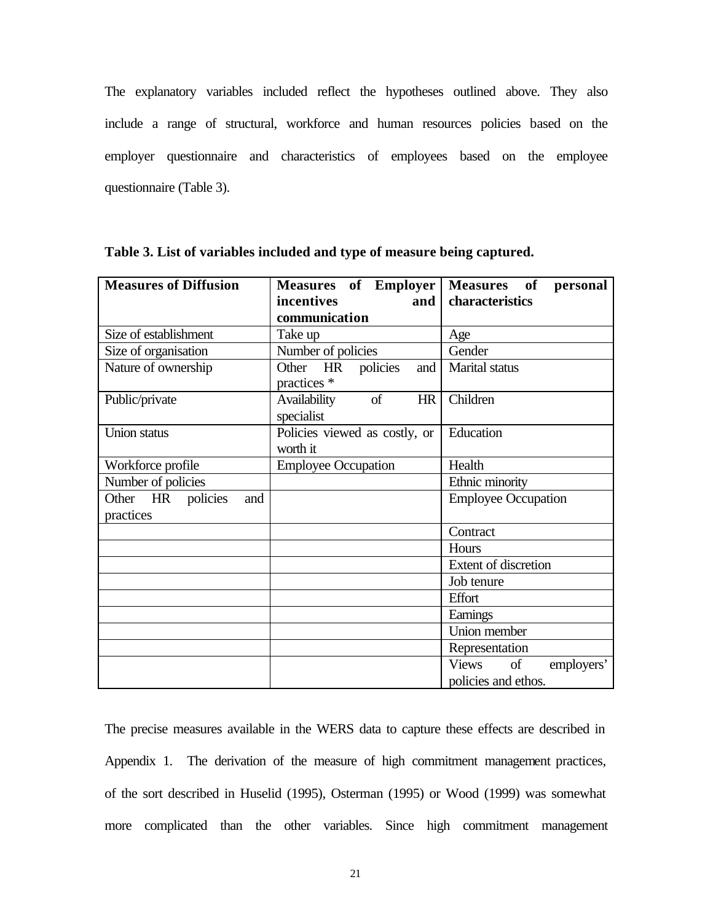The explanatory variables included reflect the hypotheses outlined above. They also include a range of structural, workforce and human resources policies based on the employer questionnaire and characteristics of employees based on the employee questionnaire (Table 3).

**Table 3. List of variables included and type of measure being captured.**

| Measures of Diffusion | Measures of Employer incentives and communication | Measures of personal characteristics |
|---|---|---|
| Size of establishment | Take up | Age |
| Size of organisation | Number of policies | Gender |
| Nature of ownership | Other HR policies and practices * | Marital status |
| Public/private | Availability of HR specialist | Children |
| Union status | Policies viewed as costly, or worth it | Education |
| Workforce profile | Employee Occupation | Health |
| Number of policies | | Ethnic minority |
| Other HR policies and practices | | Employee Occupation |
| | | Contract |
| | | Hours |
| | | Extent of discretion |
| | | Job tenure |
| | | Effort |
| | | Earnings |
| | | Union member |
| | | Representation |
| | | Views of employers' policies and ethos. |

The precise measures available in the WERS data to capture these effects are described in Appendix 1. The derivation of the measure of high commitment management practices, of the sort described in Huselid (1995), Osterman (1995) or Wood (1999) was somewhat more complicated than the other variables. Since high commitment management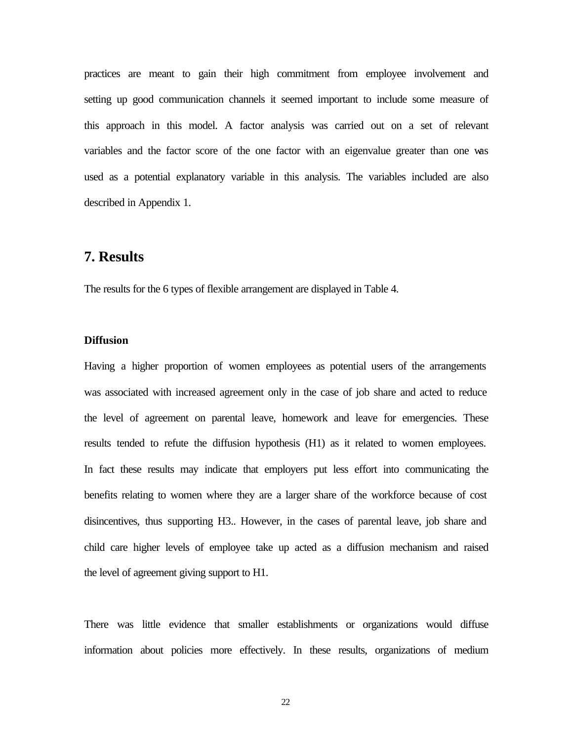practices are meant to gain their high commitment from employee involvement and setting up good communication channels it seemed important to include some measure of this approach in this model. A factor analysis was carried out on a set of relevant variables and the factor score of the one factor with an eigenvalue greater than one was used as a potential explanatory variable in this analysis. The variables included are also described in Appendix 1.

## 7. Results

The results for the 6 types of flexible arrangement are displayed in Table 4.

### Diffusion

Having a higher proportion of women employees as potential users of the arrangements was associated with increased agreement only in the case of job share and acted to reduce the level of agreement on parental leave, homework and leave for emergencies. These results tended to refute the diffusion hypothesis (H1) as it related to women employees. In fact these results may indicate that employers put less effort into communicating the benefits relating to women where they are a larger share of the workforce because of cost disincentives, thus supporting H3.. However, in the cases of parental leave, job share and child care higher levels of employee take up acted as a diffusion mechanism and raised the level of agreement giving support to H1.

There was little evidence that smaller establishments or organizations would diffuse information about policies more effectively. In these results, organizations of medium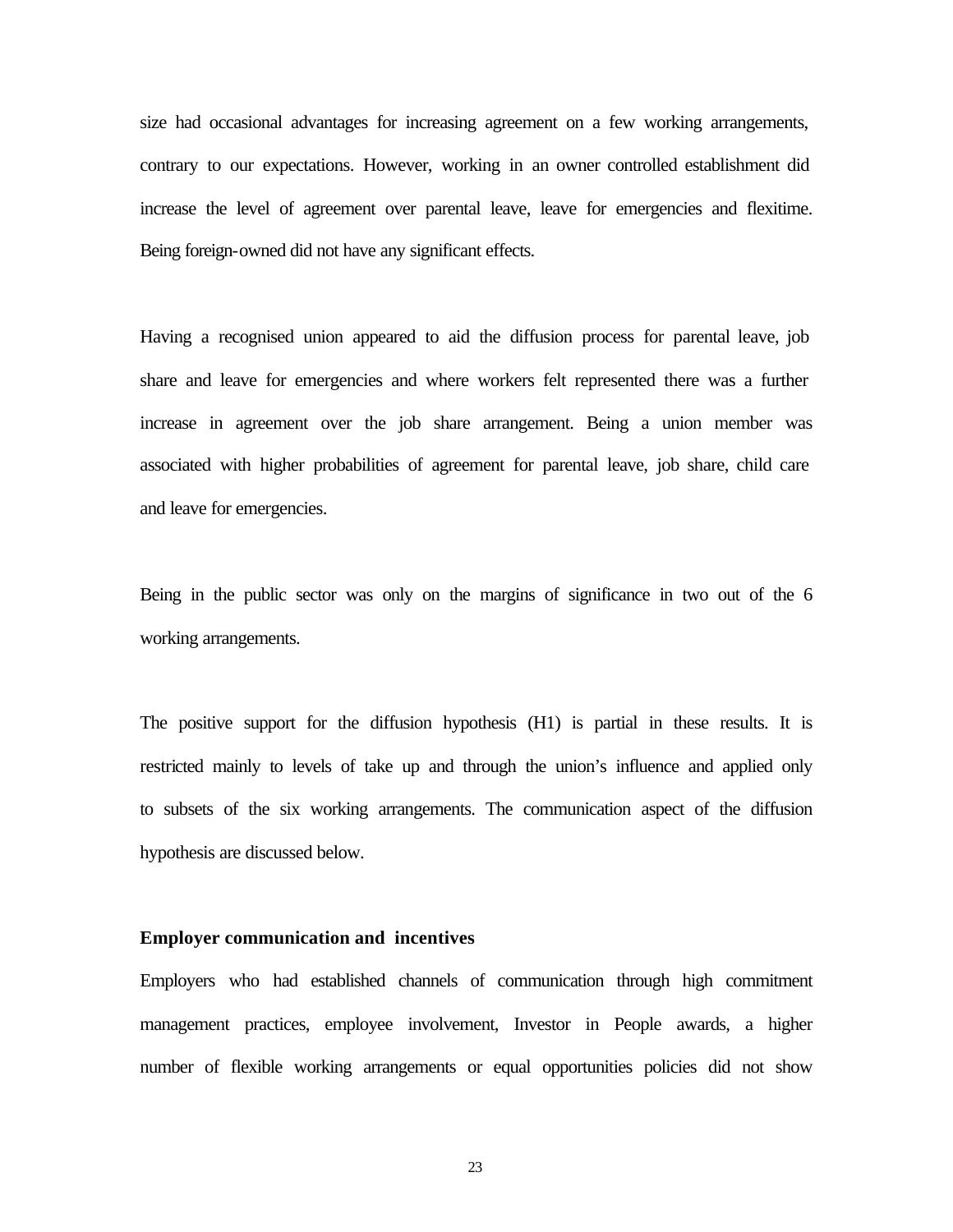size had occasional advantages for increasing agreement on a few working arrangements, contrary to our expectations. However, working in an owner controlled establishment did increase the level of agreement over parental leave, leave for emergencies and flexitime. Being foreign-owned did not have any significant effects.

Having a recognised union appeared to aid the diffusion process for parental leave, job share and leave for emergencies and where workers felt represented there was a further increase in agreement over the job share arrangement. Being a union member was associated with higher probabilities of agreement for parental leave, job share, child care and leave for emergencies.

Being in the public sector was only on the margins of significance in two out of the 6 working arrangements.

The positive support for the diffusion hypothesis (H1) is partial in these results. It is restricted mainly to levels of take up and through the union's influence and applied only to subsets of the six working arrangements. The communication aspect of the diffusion hypothesis are discussed below.

**Employer communication and incentives**

Employers who had established channels of communication through high commitment management practices, employee involvement, Investor in People awards, a higher number of flexible working arrangements or equal opportunities policies did not show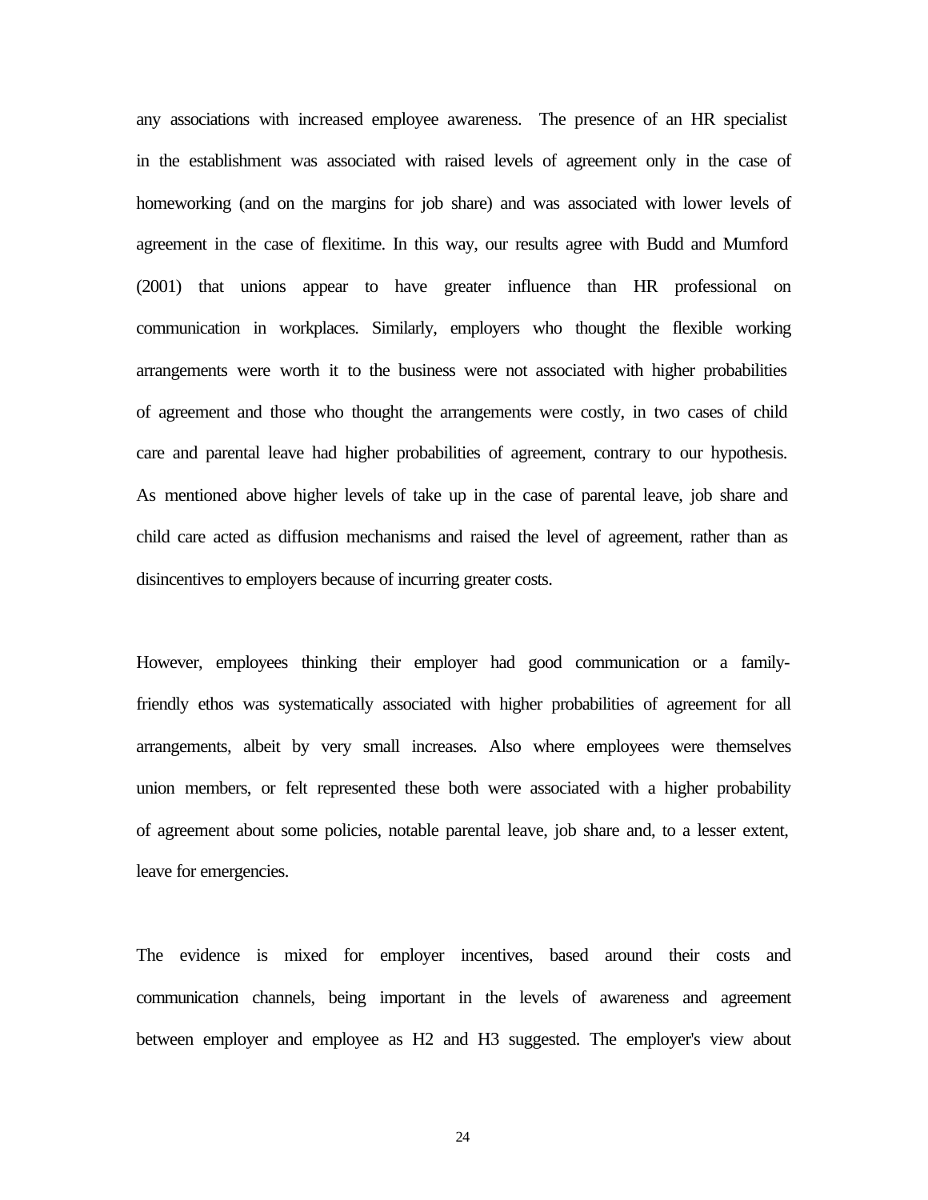any associations with increased employee awareness. The presence of an HR specialist in the establishment was associated with raised levels of agreement only in the case of homeworking (and on the margins for job share) and was associated with lower levels of agreement in the case of flexitime. In this way, our results agree with Budd and Mumford (2001) that unions appear to have greater influence than HR professional on communication in workplaces. Similarly, employers who thought the flexible working arrangements were worth it to the business were not associated with higher probabilities of agreement and those who thought the arrangements were costly, in two cases of child care and parental leave had higher probabilities of agreement, contrary to our hypothesis. As mentioned above higher levels of take up in the case of parental leave, job share and child care acted as diffusion mechanisms and raised the level of agreement, rather than as disincentives to employers because of incurring greater costs.

However, employees thinking their employer had good communication or a family-friendly ethos was systematically associated with higher probabilities of agreement for all arrangements, albeit by very small increases. Also where employees were themselves union members, or felt represented these both were associated with a higher probability of agreement about some policies, notable parental leave, job share and, to a lesser extent, leave for emergencies.

The evidence is mixed for employer incentives, based around their costs and communication channels, being important in the levels of awareness and agreement between employer and employee as H2 and H3 suggested. The employer's view about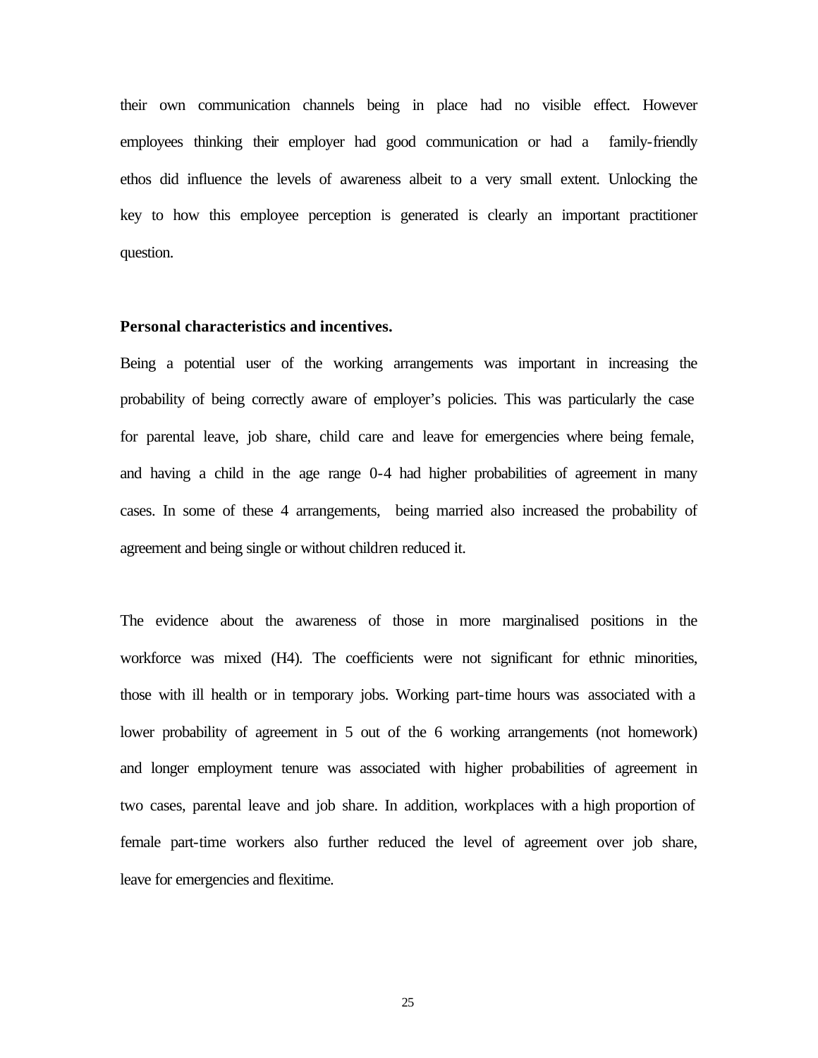their own communication channels being in place had no visible effect. However employees thinking their employer had good communication or had a family-friendly ethos did influence the levels of awareness albeit to a very small extent. Unlocking the key to how this employee perception is generated is clearly an important practitioner question.

**Personal characteristics and incentives.**

Being a potential user of the working arrangements was important in increasing the probability of being correctly aware of employer's policies. This was particularly the case for parental leave, job share, child care and leave for emergencies where being female, and having a child in the age range 0-4 had higher probabilities of agreement in many cases. In some of these 4 arrangements, being married also increased the probability of agreement and being single or without children reduced it.

The evidence about the awareness of those in more marginalised positions in the workforce was mixed (H4). The coefficients were not significant for ethnic minorities, those with ill health or in temporary jobs. Working part-time hours was associated with a lower probability of agreement in 5 out of the 6 working arrangements (not homework) and longer employment tenure was associated with higher probabilities of agreement in two cases, parental leave and job share. In addition, workplaces with a high proportion of female part-time workers also further reduced the level of agreement over job share, leave for emergencies and flexitime.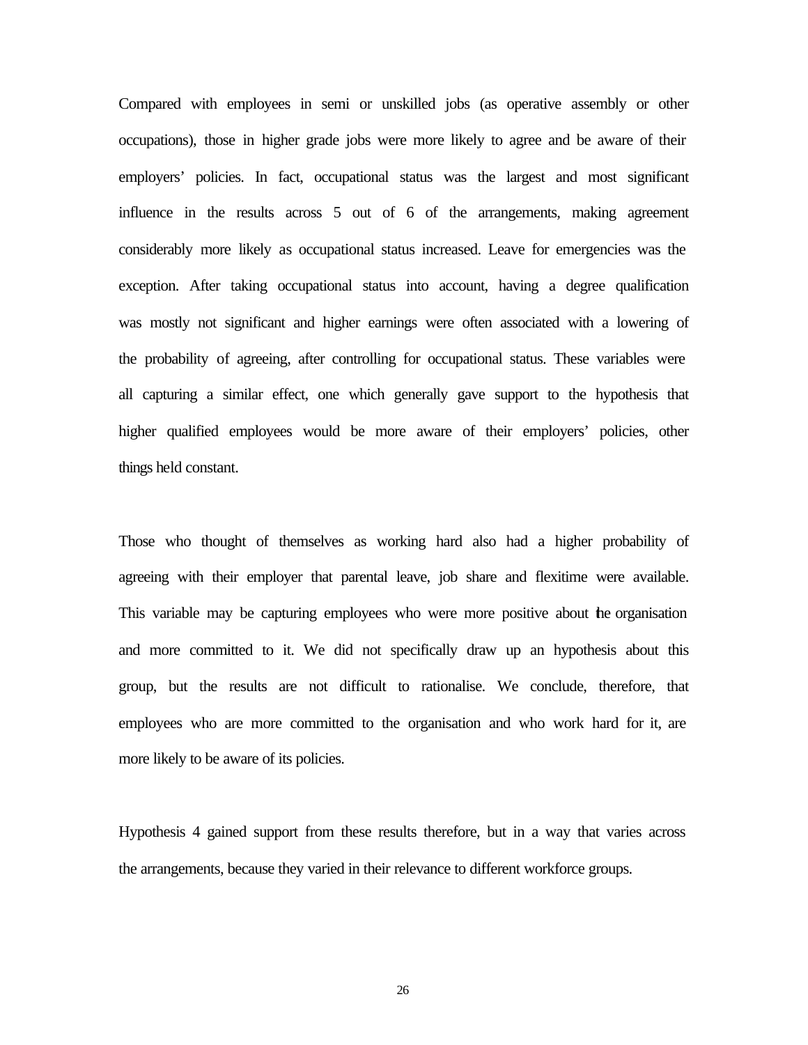Compared with employees in semi or unskilled jobs (as operative assembly or other occupations), those in higher grade jobs were more likely to agree and be aware of their employers' policies. In fact, occupational status was the largest and most significant influence in the results across 5 out of 6 of the arrangements, making agreement considerably more likely as occupational status increased. Leave for emergencies was the exception. After taking occupational status into account, having a degree qualification was mostly not significant and higher earnings were often associated with a lowering of the probability of agreeing, after controlling for occupational status. These variables were all capturing a similar effect, one which generally gave support to the hypothesis that higher qualified employees would be more aware of their employers' policies, other things held constant.

Those who thought of themselves as working hard also had a higher probability of agreeing with their employer that parental leave, job share and flexitime were available. This variable may be capturing employees who were more positive about the organisation and more committed to it. We did not specifically draw up an hypothesis about this group, but the results are not difficult to rationalise. We conclude, therefore, that employees who are more committed to the organisation and who work hard for it, are more likely to be aware of its policies.

Hypothesis 4 gained support from these results therefore, but in a way that varies across the arrangements, because they varied in their relevance to different workforce groups.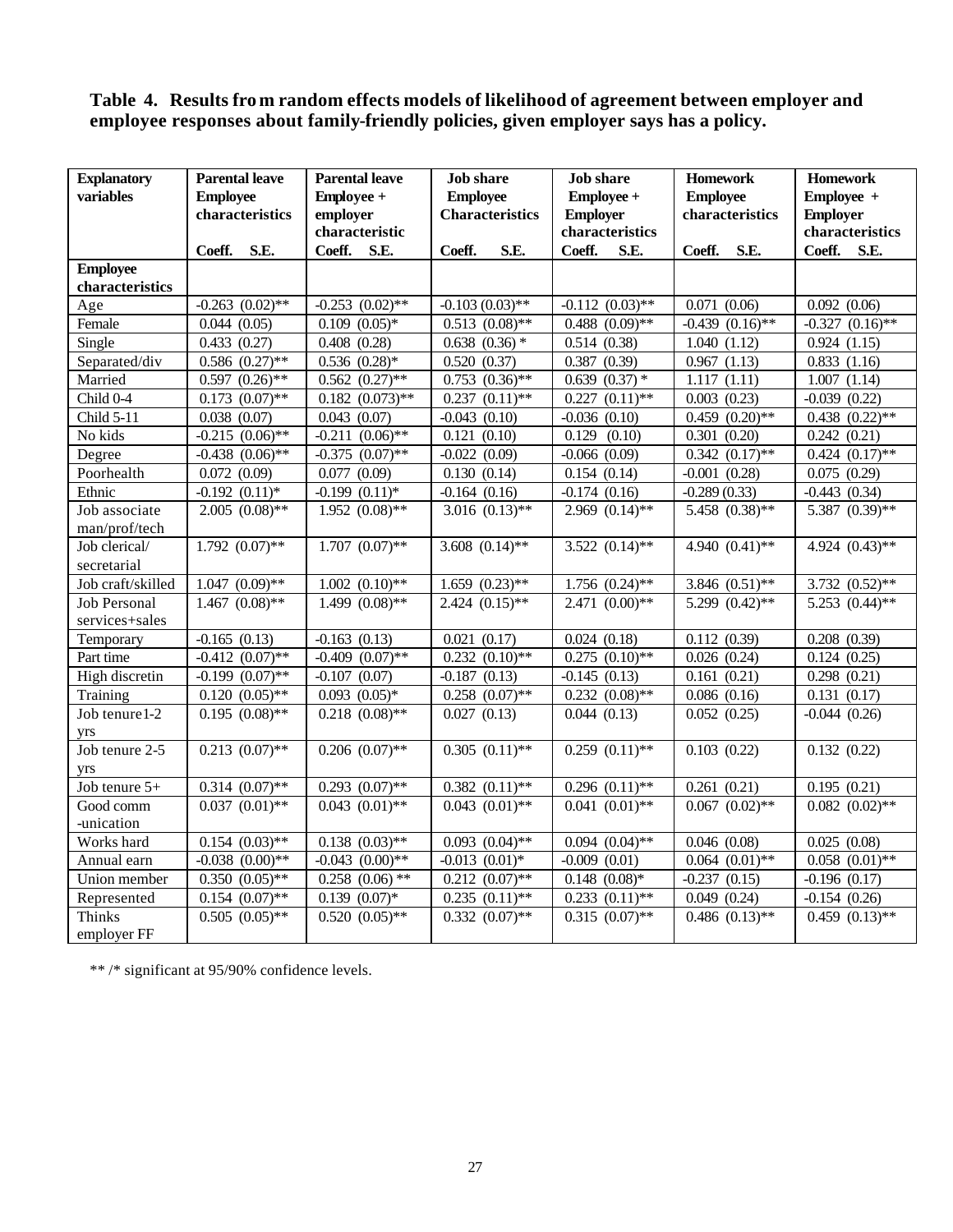**Table 4. Results from random effects models of likelihood of agreement between employer and employee responses about family-friendly policies, given employer says has a policy.**

| Explanatory variables | Parental leave Employee characteristics | Parental leave Employee + employer characteristic | Job share Employee Characteristics | Job share Employee + Employer characteristics | Homework Employee characteristics | Homework Employee + Employer characteristics |
|---|---|---|---|---|---|---|
| | Coeff. S.E. | Coeff. S.E. | Coeff. S.E. | Coeff. S.E. | Coeff. S.E. | Coeff. S.E. |
| **Employee characteristics** | | | | | | |
| Age | -0.263 (0.02)** | -0.253 (0.02)** | -0.103 (0.03)** | -0.112 (0.03)** | 0.071 (0.06) | 0.092 (0.06) |
| Female | 0.044 (0.05) | 0.109 (0.05)* | 0.513 (0.08)** | 0.488 (0.09)** | -0.439 (0.16)** | -0.327 (0.16)** |
| Single | 0.433 (0.27) | 0.408 (0.28) | 0.638 (0.36) * | 0.514 (0.38) | 1.040 (1.12) | 0.924 (1.15) |
| Separated/div | 0.586 (0.27)** | 0.536 (0.28)* | 0.520 (0.37) | 0.387 (0.39) | 0.967 (1.13) | 0.833 (1.16) |
| Married | 0.597 (0.26)** | 0.562 (0.27)** | 0.753 (0.36)** | 0.639 (0.37) * | 1.117 (1.11) | 1.007 (1.14) |
| Child 0-4 | 0.173 (0.07)** | 0.182 (0.073)** | 0.237 (0.11)** | 0.227 (0.11)** | 0.003 (0.23) | -0.039 (0.22) |
| Child 5-11 | 0.038 (0.07) | 0.043 (0.07) | -0.043 (0.10) | -0.036 (0.10) | 0.459 (0.20)** | 0.438 (0.22)** |
| No kids | -0.215 (0.06)** | -0.211 (0.06)** | 0.121 (0.10) | 0.129 (0.10) | 0.301 (0.20) | 0.242 (0.21) |
| Degree | -0.438 (0.06)** | -0.375 (0.07)** | -0.022 (0.09) | -0.066 (0.09) | 0.342 (0.17)** | 0.424 (0.17)** |
| Poorhealth | 0.072 (0.09) | 0.077 (0.09) | 0.130 (0.14) | 0.154 (0.14) | -0.001 (0.28) | 0.075 (0.29) |
| Ethnic | -0.192 (0.11)* | -0.199 (0.11)* | -0.164 (0.16) | -0.174 (0.16) | -0.289 (0.33) | -0.443 (0.34) |
| Job associate man/prof/tech | 2.005 (0.08)** | 1.952 (0.08)** | 3.016 (0.13)** | 2.969 (0.14)** | 5.458 (0.38)** | 5.387 (0.39)** |
| Job clerical/ secretarial | 1.792 (0.07)** | 1.707 (0.07)** | 3.608 (0.14)** | 3.522 (0.14)** | 4.940 (0.41)** | 4.924 (0.43)** |
| Job craft/skilled | 1.047 (0.09)** | 1.002 (0.10)** | 1.659 (0.23)** | 1.756 (0.24)** | 3.846 (0.51)** | 3.732 (0.52)** |
| Job Personal services+sales | 1.467 (0.08)** | 1.499 (0.08)** | 2.424 (0.15)** | 2.471 (0.00)** | 5.299 (0.42)** | 5.253 (0.44)** |
| Temporary | -0.165 (0.13) | -0.163 (0.13) | 0.021 (0.17) | 0.024 (0.18) | 0.112 (0.39) | 0.208 (0.39) |
| Part time | -0.412 (0.07)** | -0.409 (0.07)** | 0.232 (0.10)** | 0.275 (0.10)** | 0.026 (0.24) | 0.124 (0.25) |
| High discretin | -0.199 (0.07)** | -0.107 (0.07) | -0.187 (0.13) | -0.145 (0.13) | 0.161 (0.21) | 0.298 (0.21) |
| Training | 0.120 (0.05)** | 0.093 (0.05)* | 0.258 (0.07)** | 0.232 (0.08)** | 0.086 (0.16) | 0.131 (0.17) |
| Job tenure1-2 yrs | 0.195 (0.08)** | 0.218 (0.08)** | 0.027 (0.13) | 0.044 (0.13) | 0.052 (0.25) | -0.044 (0.26) |
| Job tenure 2-5 yrs | 0.213 (0.07)** | 0.206 (0.07)** | 0.305 (0.11)** | 0.259 (0.11)** | 0.103 (0.22) | 0.132 (0.22) |
| Job tenure 5+ | 0.314 (0.07)** | 0.293 (0.07)** | 0.382 (0.11)** | 0.296 (0.11)** | 0.261 (0.21) | 0.195 (0.21) |
| Good comm -unication | 0.037 (0.01)** | 0.043 (0.01)** | 0.043 (0.01)** | 0.041 (0.01)** | 0.067 (0.02)** | 0.082 (0.02)** |
| Works hard | 0.154 (0.03)** | 0.138 (0.03)** | 0.093 (0.04)** | 0.094 (0.04)** | 0.046 (0.08) | 0.025 (0.08) |
| Annual earn | -0.038 (0.00)** | -0.043 (0.00)** | -0.013 (0.01)* | -0.009 (0.01) | 0.064 (0.01)** | 0.058 (0.01)** |
| Union member | 0.350 (0.05)** | 0.258 (0.06) ** | 0.212 (0.07)** | 0.148 (0.08)* | -0.237 (0.15) | -0.196 (0.17) |
| Represented | 0.154 (0.07)** | 0.139 (0.07)* | 0.235 (0.11)** | 0.233 (0.11)** | 0.049 (0.24) | -0.154 (0.26) |
| Thinks employer FF | 0.505 (0.05)** | 0.520 (0.05)** | 0.332 (0.07)** | 0.315 (0.07)** | 0.486 (0.13)** | 0.459 (0.13)** |

** /* significant at 95/90% confidence levels.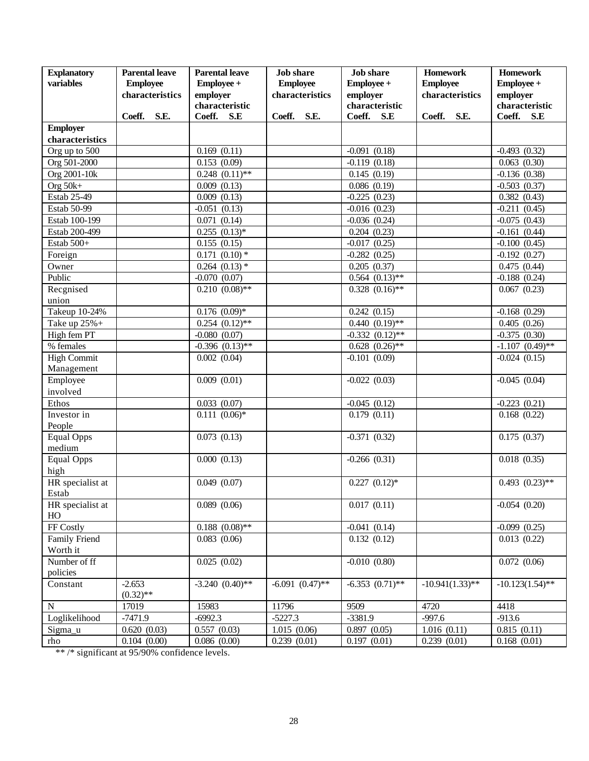| Explanatory variables | Parental leave Employee characteristics Coeff. S.E. | Parental leave Employee + employer characteristic Coeff. S.E | Job share Employee characteristics Coeff. S.E. | Job share Employee + employer characteristic Coeff. S.E | Homework Employee characteristics Coeff. S.E. | Homework Employee + employer characteristic Coeff. S.E |
|---|---|---|---|---|---|---|
| **Employer characteristics** | | | | | | |
| Org up to 500 | | 0.169 (0.11) | | -0.091 (0.18) | | -0.493 (0.32) |
| Org 501-2000 | | 0.153 (0.09) | | -0.119 (0.18) | | 0.063 (0.30) |
| Org 2001-10k | | 0.248 (0.11)** | | 0.145 (0.19) | | -0.136 (0.38) |
| Org 50k+ | | 0.009 (0.13) | | 0.086 (0.19) | | -0.503 (0.37) |
| Estab 25-49 | | 0.009 (0.13) | | -0.225 (0.23) | | 0.382 (0.43) |
| Estab 50-99 | | -0.051 (0.13) | | -0.016 (0.23) | | -0.211 (0.45) |
| Estab 100-199 | | 0.071 (0.14) | | -0.036 (0.24) | | -0.075 (0.43) |
| Estab 200-499 | | 0.255 (0.13)* | | 0.204 (0.23) | | -0.161 (0.44) |
| Estab 500+ | | 0.155 (0.15) | | -0.017 (0.25) | | -0.100 (0.45) |
| Foreign | | 0.171 (0.10) * | | -0.282 (0.25) | | -0.192 (0.27) |
| Owner | | 0.264 (0.13) * | | 0.205 (0.37) | | 0.475 (0.44) |
| Public | | -0.070 (0.07) | | 0.564 (0.13)** | | -0.188 (0.24) |
| Recgnised union | | 0.210 (0.08)** | | 0.328 (0.16)** | | 0.067 (0.23) |
| Takeup 10-24% | | 0.176 (0.09)* | | 0.242 (0.15) | | -0.168 (0.29) |
| Take up 25%+ | | 0.254 (0.12)** | | 0.440 (0.19)** | | 0.405 (0.26) |
| High fem PT | | -0.080 (0.07) | | -0.332 (0.12)** | | -0.375 (0.30) |
| % females | | -0.396 (0.13)** | | 0.628 (0.26)** | | -1.107 (0.49)** |
| High Commit Management | | 0.002 (0.04) | | -0.101 (0.09) | | -0.024 (0.15) |
| Employee involved | | 0.009 (0.01) | | -0.022 (0.03) | | -0.045 (0.04) |
| Ethos | | 0.033 (0.07) | | -0.045 (0.12) | | -0.223 (0.21) |
| Investor in People | | 0.111 (0.06)* | | 0.179 (0.11) | | 0.168 (0.22) |
| Equal Opps medium | | 0.073 (0.13) | | -0.371 (0.32) | | 0.175 (0.37) |
| Equal Opps high | | 0.000 (0.13) | | -0.266 (0.31) | | 0.018 (0.35) |
| HR specialist at Estab | | 0.049 (0.07) | | 0.227 (0.12)* | | 0.493 (0.23)** |
| HR specialist at HO | | 0.089 (0.06) | | 0.017 (0.11) | | -0.054 (0.20) |
| FF Costly | | 0.188 (0.08)** | | -0.041 (0.14) | | -0.099 (0.25) |
| Family Friend Worth it | | 0.083 (0.06) | | 0.132 (0.12) | | 0.013 (0.22) |
| Number of ff policies | | 0.025 (0.02) | | -0.010 (0.80) | | 0.072 (0.06) |
| Constant | -2.653 (0.32)** | -3.240 (0.40)** | -6.091 (0.47)** | -6.353 (0.71)** | -10.941(1.33)** | -10.123(1.54)** |
| N | 17019 | 15983 | 11796 | 9509 | 4720 | 4418 |
| Loglikelihood | -7471.9 | -6992.3 | -5227.3 | -3381.9 | -997.6 | -913.6 |
| Sigma_u | 0.620 (0.03) | 0.557 (0.03) | 1.015 (0.06) | 0.897 (0.05) | 1.016 (0.11) | 0.815 (0.11) |
| rho | 0.104 (0.00) | 0.086 (0.00) | 0.239 (0.01) | 0.197 (0.01) | 0.239 (0.01) | 0.168 (0.01) |

** /* significant at 95/90% confidence levels.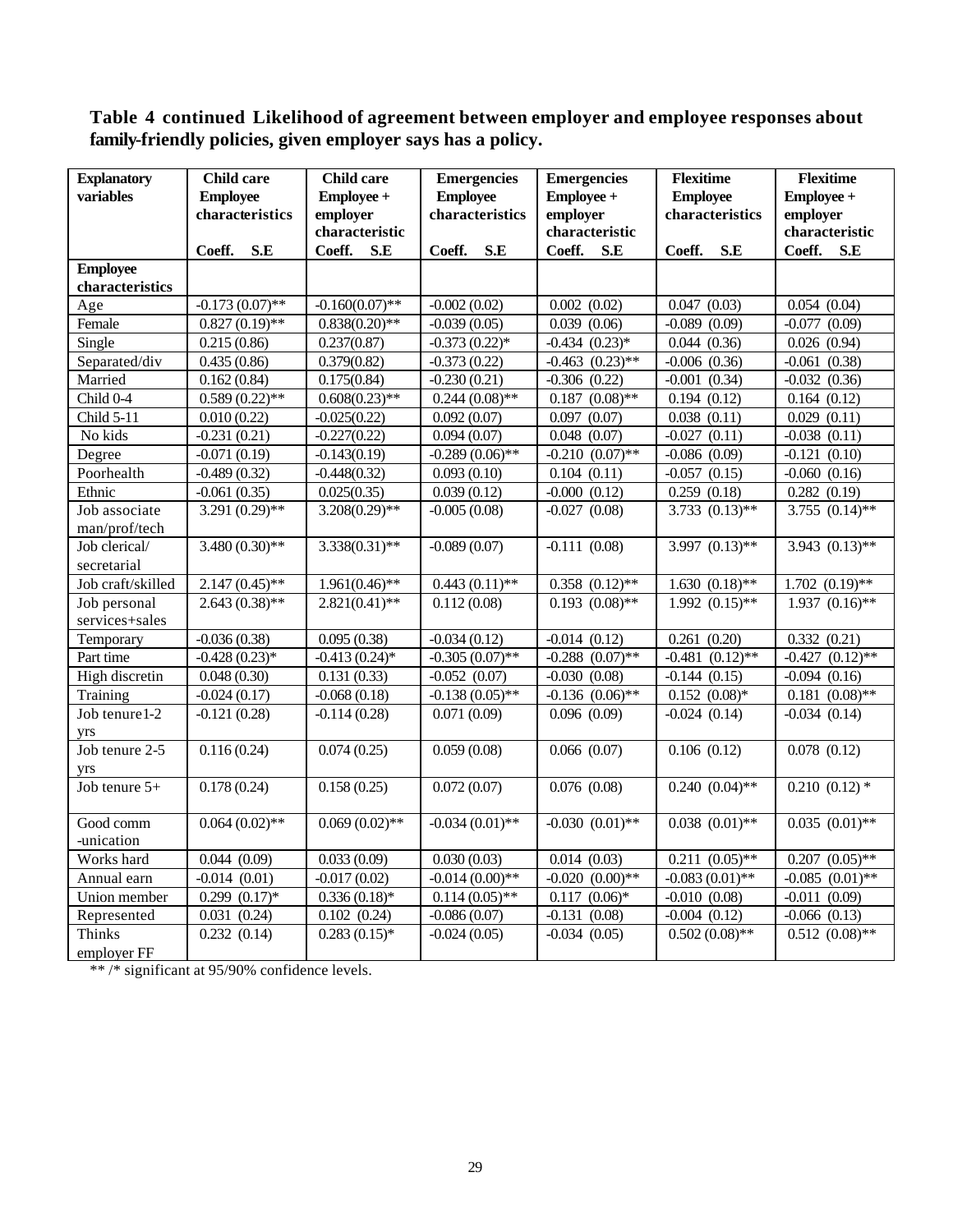**Table 4 continued Likelihood of agreement between employer and employee responses about family-friendly policies, given employer says has a policy.**

| Explanatory variables | Child care Employee characteristics | Child care Employee + employer characteristic | Emergencies Employee characteristics | Emergencies Employee + employer characteristic | Flexitime Employee characteristics | Flexitime Employee + employer characteristic |
|---|---|---|---|---|---|---|
| | Coeff. S.E | Coeff. S.E | Coeff. S.E | Coeff. S.E | Coeff. S.E | Coeff. S.E |
| **Employee characteristics** | | | | | | |
| Age | -0.173 (0.07)** | -0.160(0.07)** | -0.002 (0.02) | 0.002 (0.02) | 0.047 (0.03) | 0.054 (0.04) |
| Female | 0.827 (0.19)** | 0.838(0.20)** | -0.039 (0.05) | 0.039 (0.06) | -0.089 (0.09) | -0.077 (0.09) |
| Single | 0.215 (0.86) | 0.237(0.87) | -0.373 (0.22)* | -0.434 (0.23)* | 0.044 (0.36) | 0.026 (0.94) |
| Separated/div | 0.435 (0.86) | 0.379(0.82) | -0.373 (0.22) | -0.463 (0.23)** | -0.006 (0.36) | -0.061 (0.38) |
| Married | 0.162 (0.84) | 0.175(0.84) | -0.230 (0.21) | -0.306 (0.22) | -0.001 (0.34) | -0.032 (0.36) |
| Child 0-4 | 0.589 (0.22)** | 0.608(0.23)** | 0.244 (0.08)** | 0.187 (0.08)** | 0.194 (0.12) | 0.164 (0.12) |
| Child 5-11 | 0.010 (0.22) | -0.025(0.22) | 0.092 (0.07) | 0.097 (0.07) | 0.038 (0.11) | 0.029 (0.11) |
| No kids | -0.231 (0.21) | -0.227(0.22) | 0.094 (0.07) | 0.048 (0.07) | -0.027 (0.11) | -0.038 (0.11) |
| Degree | -0.071 (0.19) | -0.143(0.19) | -0.289 (0.06)** | -0.210 (0.07)** | -0.086 (0.09) | -0.121 (0.10) |
| Poorhealth | -0.489 (0.32) | -0.448(0.32) | 0.093 (0.10) | 0.104 (0.11) | -0.057 (0.15) | -0.060 (0.16) |
| Ethnic | -0.061 (0.35) | 0.025(0.35) | 0.039 (0.12) | -0.000 (0.12) | 0.259 (0.18) | 0.282 (0.19) |
| Job associate man/prof/tech | 3.291 (0.29)** | 3.208(0.29)** | -0.005 (0.08) | -0.027 (0.08) | 3.733 (0.13)** | 3.755 (0.14)** |
| Job clerical/ secretarial | 3.480 (0.30)** | 3.338(0.31)** | -0.089 (0.07) | -0.111 (0.08) | 3.997 (0.13)** | 3.943 (0.13)** |
| Job craft/skilled | 2.147 (0.45)** | 1.961(0.46)** | 0.443 (0.11)** | 0.358 (0.12)** | 1.630 (0.18)** | 1.702 (0.19)** |
| Job personal services+sales | 2.643 (0.38)** | 2.821(0.41)** | 0.112 (0.08) | 0.193 (0.08)** | 1.992 (0.15)** | 1.937 (0.16)** |
| Temporary | -0.036 (0.38) | 0.095 (0.38) | -0.034 (0.12) | -0.014 (0.12) | 0.261 (0.20) | 0.332 (0.21) |
| Part time | -0.428 (0.23)* | -0.413 (0.24)* | -0.305 (0.07)** | -0.288 (0.07)** | -0.481 (0.12)** | -0.427 (0.12)** |
| High discretin | 0.048 (0.30) | 0.131 (0.33) | -0.052 (0.07) | -0.030 (0.08) | -0.144 (0.15) | -0.094 (0.16) |
| Training | -0.024 (0.17) | -0.068 (0.18) | -0.138 (0.05)** | -0.136 (0.06)** | 0.152 (0.08)* | 0.181 (0.08)** |
| Job tenure1-2 yrs | -0.121 (0.28) | -0.114 (0.28) | 0.071 (0.09) | 0.096 (0.09) | -0.024 (0.14) | -0.034 (0.14) |
| Job tenure 2-5 yrs | 0.116 (0.24) | 0.074 (0.25) | 0.059 (0.08) | 0.066 (0.07) | 0.106 (0.12) | 0.078 (0.12) |
| Job tenure 5+ | 0.178 (0.24) | 0.158 (0.25) | 0.072 (0.07) | 0.076 (0.08) | 0.240 (0.04)** | 0.210 (0.12) * |
| Good comm -unication | 0.064 (0.02)** | 0.069 (0.02)** | -0.034 (0.01)** | -0.030 (0.01)** | 0.038 (0.01)** | 0.035 (0.01)** |
| Works hard | 0.044 (0.09) | 0.033 (0.09) | 0.030 (0.03) | 0.014 (0.03) | 0.211 (0.05)** | 0.207 (0.05)** |
| Annual earn | -0.014 (0.01) | -0.017 (0.02) | -0.014 (0.00)** | -0.020 (0.00)** | -0.083 (0.01)** | -0.085 (0.01)** |
| Union member | 0.299 (0.17)* | 0.336 (0.18)* | 0.114 (0.05)** | 0.117 (0.06)* | -0.010 (0.08) | -0.011 (0.09) |
| Represented | 0.031 (0.24) | 0.102 (0.24) | -0.086 (0.07) | -0.131 (0.08) | -0.004 (0.12) | -0.066 (0.13) |
| Thinks employer FF | 0.232 (0.14) | 0.283 (0.15)* | -0.024 (0.05) | -0.034 (0.05) | 0.502 (0.08)** | 0.512 (0.08)** |

** /* significant at 95/90% confidence levels.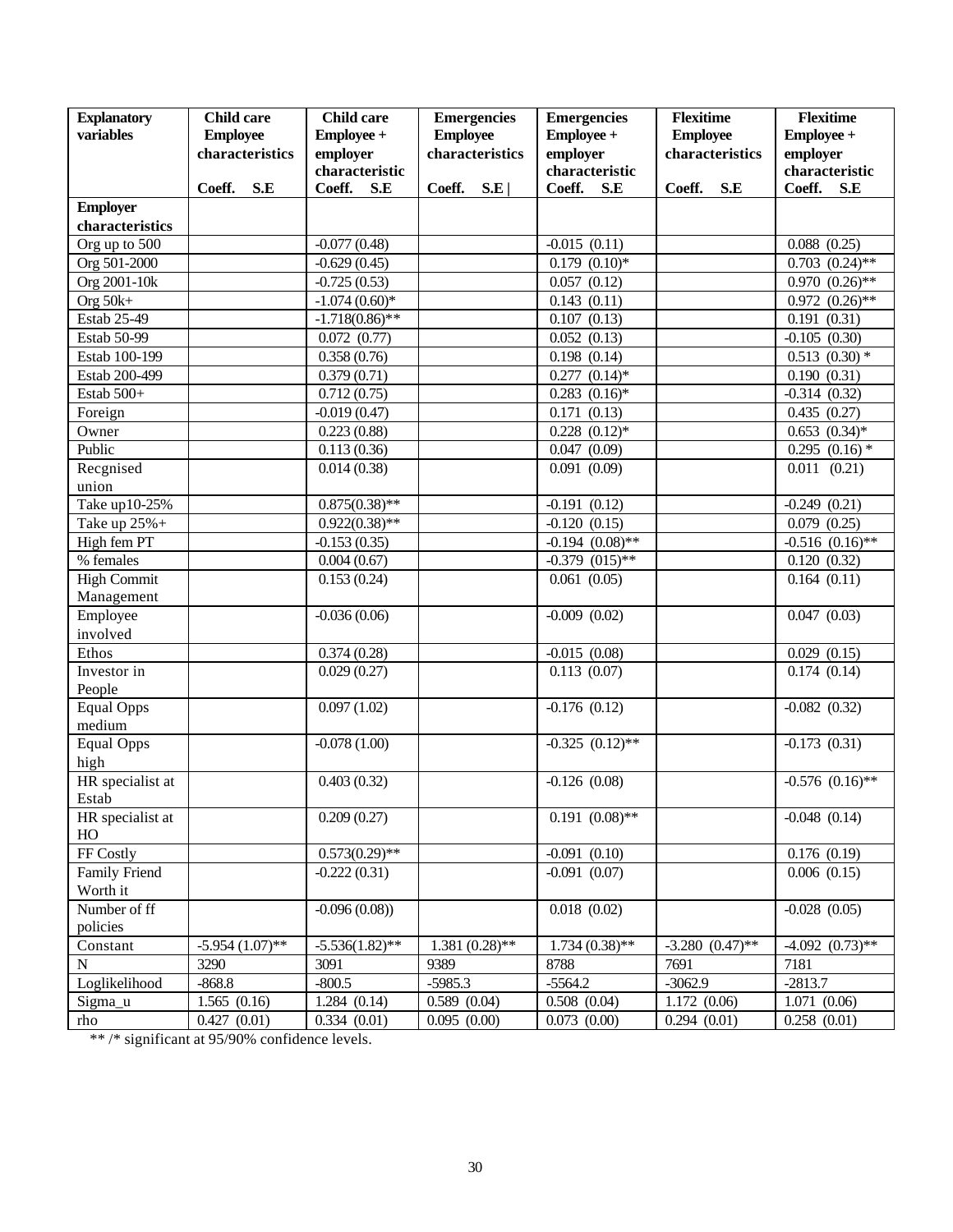| Explanatory variables | Child care Employee characteristics | Child care Employee + employer characteristic | Emergencies Employee characteristics | Emergencies Employee + employer characteristic | Flexitime Employee characteristics | Flexitime Employee + employer characteristic |
|---|---|---|---|---|---|---|
| | Coeff. S.E | Coeff. S.E | Coeff. S.E | | Coeff. S.E | Coeff. S.E | Coeff. S.E |
| **Employer characteristics** | | | | | | |
| Org up to 500 | | -0.077 (0.48) | | -0.015 (0.11) | | 0.088 (0.25) |
| Org 501-2000 | | -0.629 (0.45) | | 0.179 (0.10)* | | 0.703 (0.24)** |
| Org 2001-10k | | -0.725 (0.53) | | 0.057 (0.12) | | 0.970 (0.26)** |
| Org 50k+ | | -1.074 (0.60)* | | 0.143 (0.11) | | 0.972 (0.26)** |
| Estab 25-49 | | -1.718(0.86)** | | 0.107 (0.13) | | 0.191 (0.31) |
| Estab 50-99 | | 0.072 (0.77) | | 0.052 (0.13) | | -0.105 (0.30) |
| Estab 100-199 | | 0.358 (0.76) | | 0.198 (0.14) | | 0.513 (0.30) * |
| Estab 200-499 | | 0.379 (0.71) | | 0.277 (0.14)* | | 0.190 (0.31) |
| Estab 500+ | | 0.712 (0.75) | | 0.283 (0.16)* | | -0.314 (0.32) |
| Foreign | | -0.019 (0.47) | | 0.171 (0.13) | | 0.435 (0.27) |
| Owner | | 0.223 (0.88) | | 0.228 (0.12)* | | 0.653 (0.34)* |
| Public | | 0.113 (0.36) | | 0.047 (0.09) | | 0.295 (0.16) * |
| Recgnised union | | 0.014 (0.38) | | 0.091 (0.09) | | 0.011 (0.21) |
| Take up10-25% | | 0.875(0.38)** | | -0.191 (0.12) | | -0.249 (0.21) |
| Take up 25%+ | | 0.922(0.38)** | | -0.120 (0.15) | | 0.079 (0.25) |
| High fem PT | | -0.153 (0.35) | | -0.194 (0.08)** | | -0.516 (0.16)** |
| % females | | 0.004 (0.67) | | -0.379 (015)** | | 0.120 (0.32) |
| High Commit Management | | 0.153 (0.24) | | 0.061 (0.05) | | 0.164 (0.11) |
| Employee involved | | -0.036 (0.06) | | -0.009 (0.02) | | 0.047 (0.03) |
| Ethos | | 0.374 (0.28) | | -0.015 (0.08) | | 0.029 (0.15) |
| Investor in People | | 0.029 (0.27) | | 0.113 (0.07) | | 0.174 (0.14) |
| Equal Opps medium | | 0.097 (1.02) | | -0.176 (0.12) | | -0.082 (0.32) |
| Equal Opps high | | -0.078 (1.00) | | -0.325 (0.12)** | | -0.173 (0.31) |
| HR specialist at Estab | | 0.403 (0.32) | | -0.126 (0.08) | | -0.576 (0.16)** |
| HR specialist at HO | | 0.209 (0.27) | | 0.191 (0.08)** | | -0.048 (0.14) |
| FF Costly | | 0.573(0.29)** | | -0.091 (0.10) | | 0.176 (0.19) |
| Family Friend Worth it | | -0.222 (0.31) | | -0.091 (0.07) | | 0.006 (0.15) |
| Number of ff policies | | -0.096 (0.08)) | | 0.018 (0.02) | | -0.028 (0.05) |
| Constant | -5.954 (1.07)** | -5.536(1.82)** | 1.381 (0.28)** | 1.734 (0.38)** | -3.280 (0.47)** | -4.092 (0.73)** |
| N | 3290 | 3091 | 9389 | 8788 | 7691 | 7181 |
| Loglikelihood | -868.8 | -800.5 | -5985.3 | -5564.2 | -3062.9 | -2813.7 |
| Sigma_u | 1.565 (0.16) | 1.284 (0.14) | 0.589 (0.04) | 0.508 (0.04) | 1.172 (0.06) | 1.071 (0.06) |
| rho | 0.427 (0.01) | 0.334 (0.01) | 0.095 (0.00) | 0.073 (0.00) | 0.294 (0.01) | 0.258 (0.01) |

** /* significant at 95/90% confidence levels.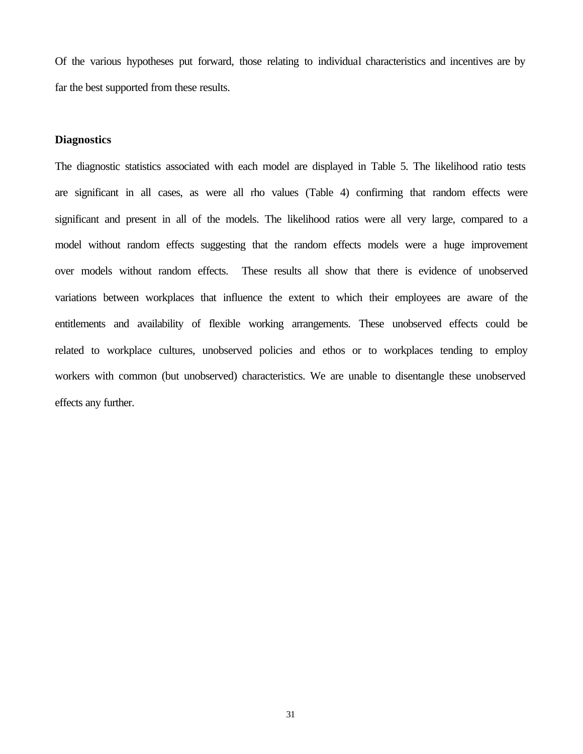Of the various hypotheses put forward, those relating to individual characteristics and incentives are by far the best supported from these results.

**Diagnostics**

The diagnostic statistics associated with each model are displayed in Table 5. The likelihood ratio tests are significant in all cases, as were all rho values (Table 4) confirming that random effects were significant and present in all of the models. The likelihood ratios were all very large, compared to a model without random effects suggesting that the random effects models were a huge improvement over models without random effects. These results all show that there is evidence of unobserved variations between workplaces that influence the extent to which their employees are aware of the entitlements and availability of flexible working arrangements. These unobserved effects could be related to workplace cultures, unobserved policies and ethos or to workplaces tending to employ workers with common (but unobserved) characteristics. We are unable to disentangle these unobserved effects any further.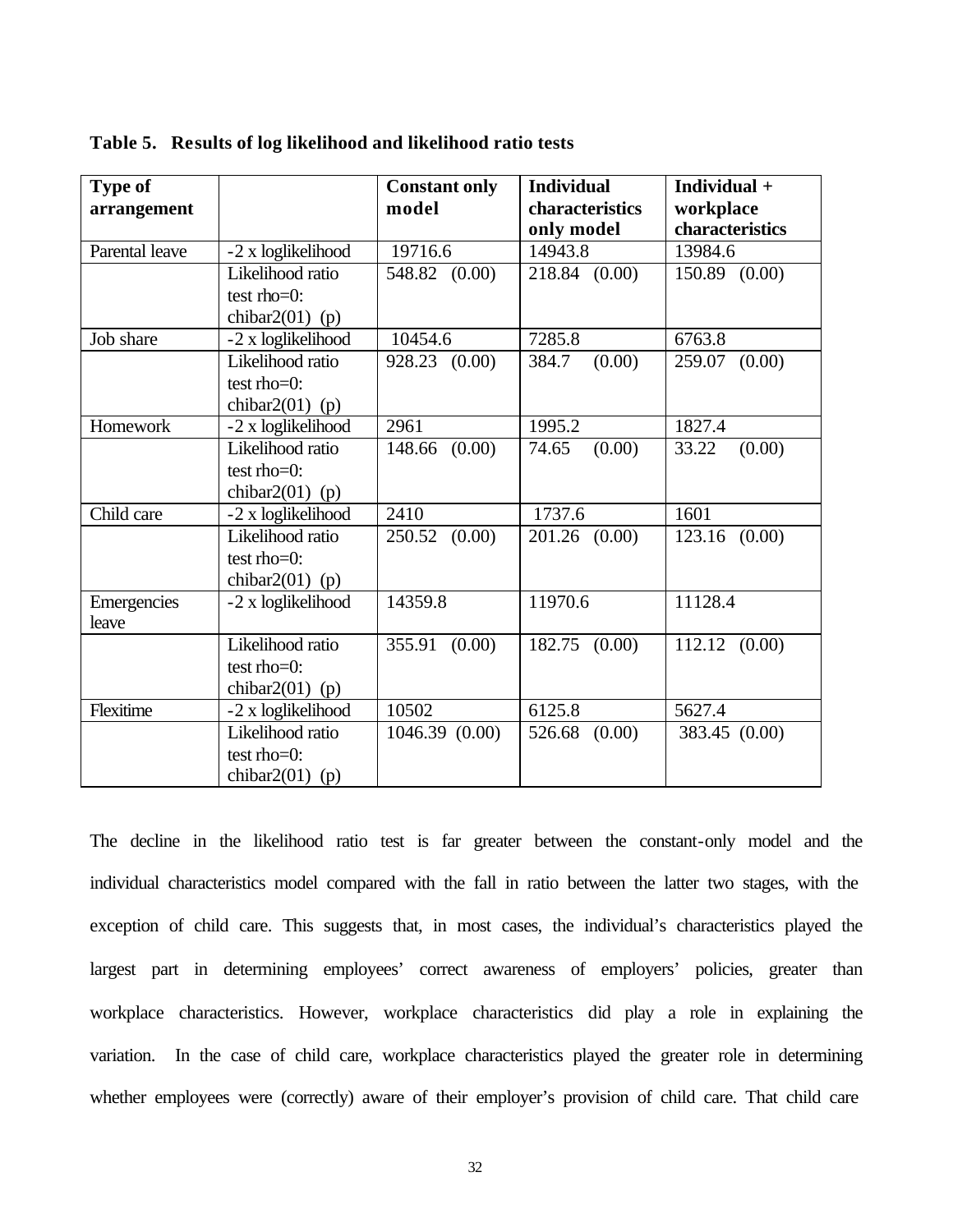**Table 5. Results of log likelihood and likelihood ratio tests**

| Type of arrangement | | Constant only model | Individual characteristics only model | Individual + workplace characteristics |
|---|---|---|---|---|
| Parental leave | -2 x loglikelihood | 19716.6 | 14943.8 | 13984.6 |
| | Likelihood ratio test rho=0: chibar2(01) (p) | 548.82 (0.00) | 218.84 (0.00) | 150.89 (0.00) |
| Job share | -2 x loglikelihood | 10454.6 | 7285.8 | 6763.8 |
| | Likelihood ratio test rho=0: chibar2(01) (p) | 928.23 (0.00) | 384.7 (0.00) | 259.07 (0.00) |
| Homework | -2 x loglikelihood | 2961 | 1995.2 | 1827.4 |
| | Likelihood ratio test rho=0: chibar2(01) (p) | 148.66 (0.00) | 74.65 (0.00) | 33.22 (0.00) |
| Child care | -2 x loglikelihood | 2410 | 1737.6 | 1601 |
| | Likelihood ratio test rho=0: chibar2(01) (p) | 250.52 (0.00) | 201.26 (0.00) | 123.16 (0.00) |
| Emergencies leave | -2 x loglikelihood | 14359.8 | 11970.6 | 11128.4 |
| | Likelihood ratio test rho=0: chibar2(01) (p) | 355.91 (0.00) | 182.75 (0.00) | 112.12 (0.00) |
| Flexitime | -2 x loglikelihood | 10502 | 6125.8 | 5627.4 |
| | Likelihood ratio test rho=0: chibar2(01) (p) | 1046.39 (0.00) | 526.68 (0.00) | 383.45 (0.00) |

The decline in the likelihood ratio test is far greater between the constant-only model and the individual characteristics model compared with the fall in ratio between the latter two stages, with the exception of child care. This suggests that, in most cases, the individual's characteristics played the largest part in determining employees' correct awareness of employers' policies, greater than workplace characteristics. However, workplace characteristics did play a role in explaining the variation. In the case of child care, workplace characteristics played the greater role in determining whether employees were (correctly) aware of their employer's provision of child care. That child care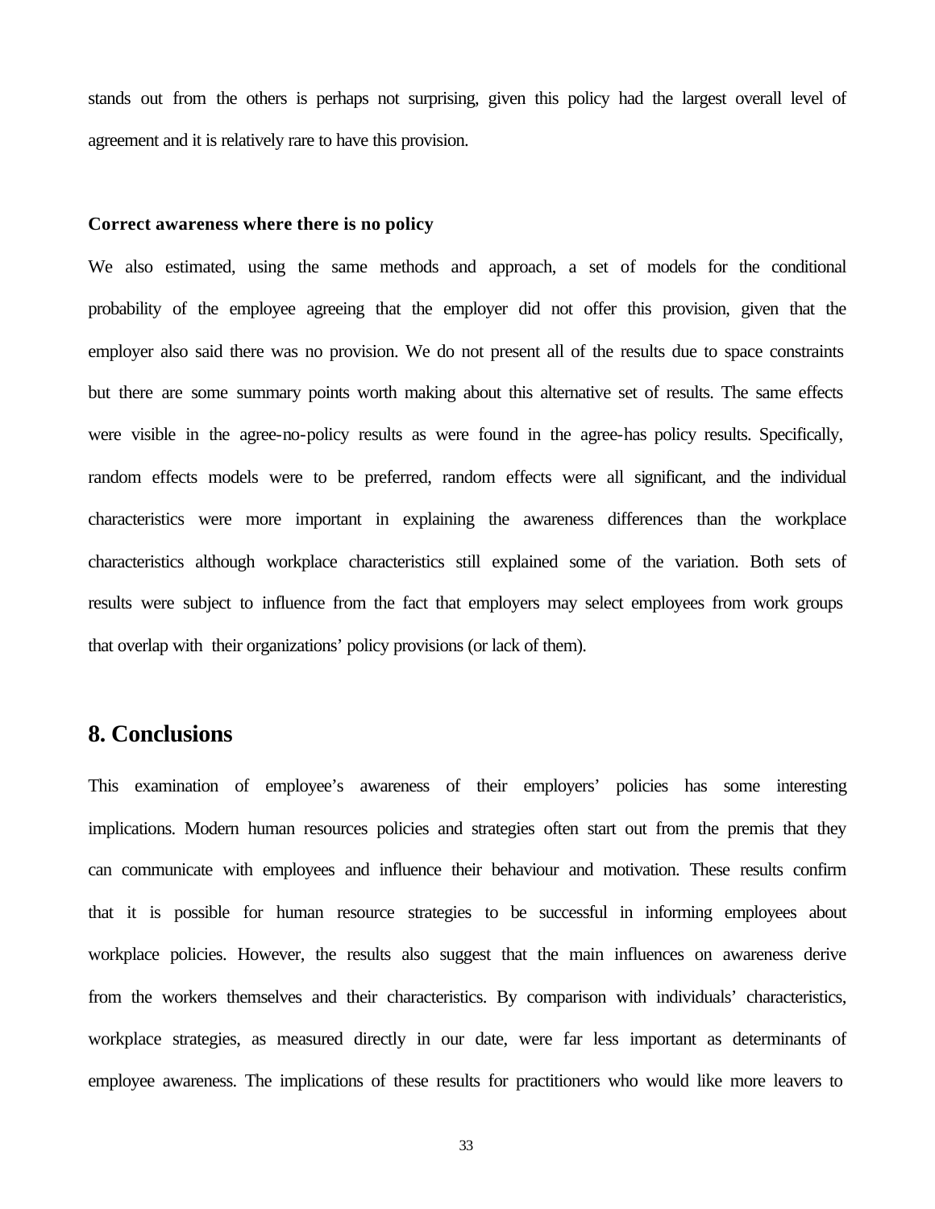stands out from the others is perhaps not surprising, given this policy had the largest overall level of agreement and it is relatively rare to have this provision.

**Correct awareness where there is no policy**

We also estimated, using the same methods and approach, a set of models for the conditional probability of the employee agreeing that the employer did not offer this provision, given that the employer also said there was no provision. We do not present all of the results due to space constraints but there are some summary points worth making about this alternative set of results. The same effects were visible in the agree-no-policy results as were found in the agree-has policy results. Specifically, random effects models were to be preferred, random effects were all significant, and the individual characteristics were more important in explaining the awareness differences than the workplace characteristics although workplace characteristics still explained some of the variation. Both sets of results were subject to influence from the fact that employers may select employees from work groups that overlap with their organizations' policy provisions (or lack of them).

## 8. Conclusions

This examination of employee's awareness of their employers' policies has some interesting implications. Modern human resources policies and strategies often start out from the premis that they can communicate with employees and influence their behaviour and motivation. These results confirm that it is possible for human resource strategies to be successful in informing employees about workplace policies. However, the results also suggest that the main influences on awareness derive from the workers themselves and their characteristics. By comparison with individuals' characteristics, workplace strategies, as measured directly in our date, were far less important as determinants of employee awareness. The implications of these results for practitioners who would like more leavers to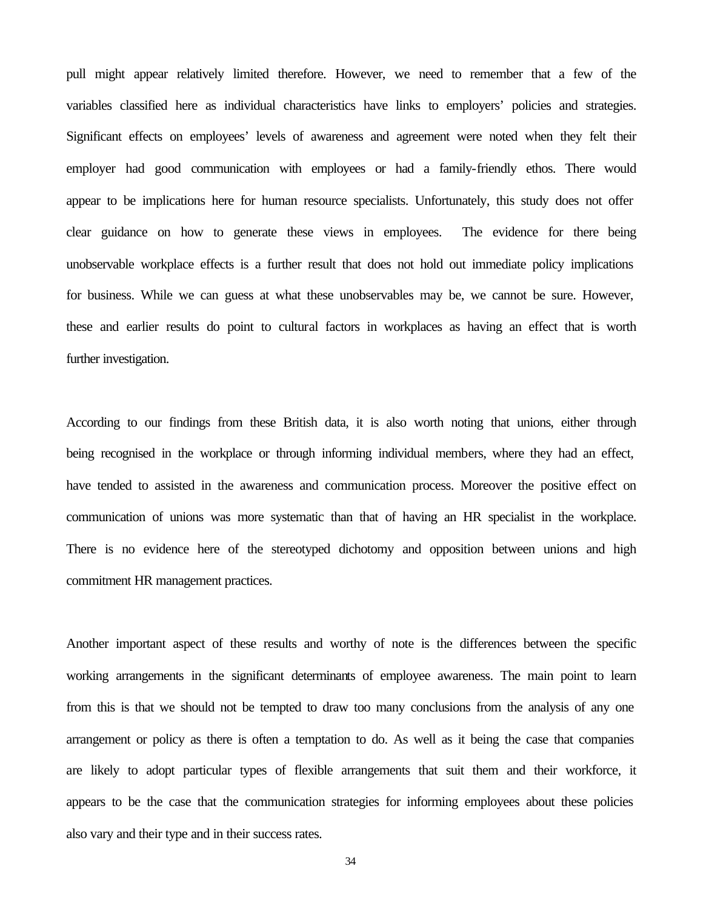pull might appear relatively limited therefore. However, we need to remember that a few of the variables classified here as individual characteristics have links to employers' policies and strategies. Significant effects on employees' levels of awareness and agreement were noted when they felt their employer had good communication with employees or had a family-friendly ethos. There would appear to be implications here for human resource specialists. Unfortunately, this study does not offer clear guidance on how to generate these views in employees. The evidence for there being unobservable workplace effects is a further result that does not hold out immediate policy implications for business. While we can guess at what these unobservables may be, we cannot be sure. However, these and earlier results do point to cultural factors in workplaces as having an effect that is worth further investigation.

According to our findings from these British data, it is also worth noting that unions, either through being recognised in the workplace or through informing individual members, where they had an effect, have tended to assisted in the awareness and communication process. Moreover the positive effect on communication of unions was more systematic than that of having an HR specialist in the workplace. There is no evidence here of the stereotyped dichotomy and opposition between unions and high commitment HR management practices.

Another important aspect of these results and worthy of note is the differences between the specific working arrangements in the significant determinants of employee awareness. The main point to learn from this is that we should not be tempted to draw too many conclusions from the analysis of any one arrangement or policy as there is often a temptation to do. As well as it being the case that companies are likely to adopt particular types of flexible arrangements that suit them and their workforce, it appears to be the case that the communication strategies for informing employees about these policies also vary and their type and in their success rates.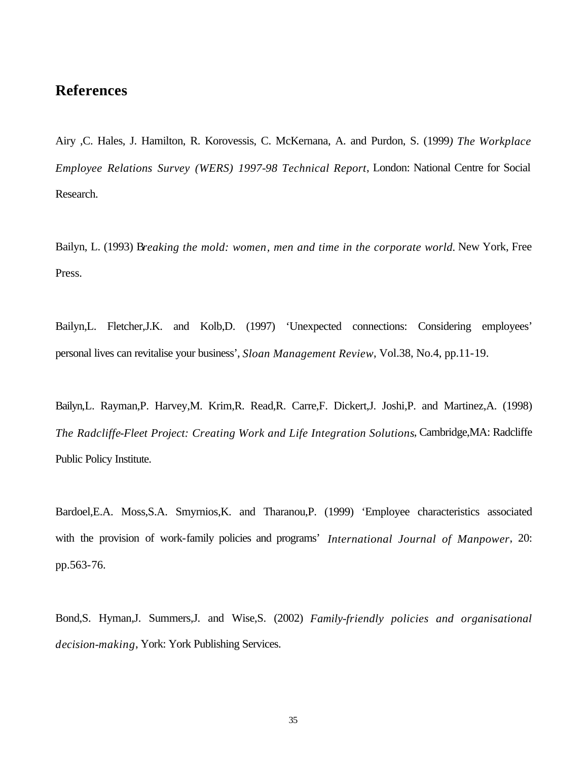## References

Airy ,C. Hales, J. Hamilton, R. Korovessis, C. McKernana, A. and Purdon, S. (1999) *The Workplace Employee Relations Survey (WERS) 1997-98 Technical Report*, London: National Centre for Social Research.

Bailyn, L. (1993) B*reaking the mold: women, men and time in the corporate world*. New York, Free Press.

Bailyn,L. Fletcher,J.K. and Kolb,D. (1997) 'Unexpected connections: Considering employees' personal lives can revitalise your business', *Sloan Management Review*, Vol.38, No.4, pp.11-19.

Bailyn,L. Rayman,P. Harvey,M. Krim,R. Read,R. Carre,F. Dickert,J. Joshi,P. and Martinez,A. (1998) *The Radcliffe-Fleet Project: Creating Work and Life Integration Solutions*, Cambridge,MA: Radcliffe Public Policy Institute.

Bardoel,E.A. Moss,S.A. Smyrnios,K. and Tharanou,P. (1999) 'Employee characteristics associated with the provision of work-family policies and programs' *International Journal of Manpower*, 20: pp.563-76.

Bond,S. Hyman,J. Summers,J. and Wise,S. (2002) *Family-friendly policies and organisational decision-making*, York: York Publishing Services.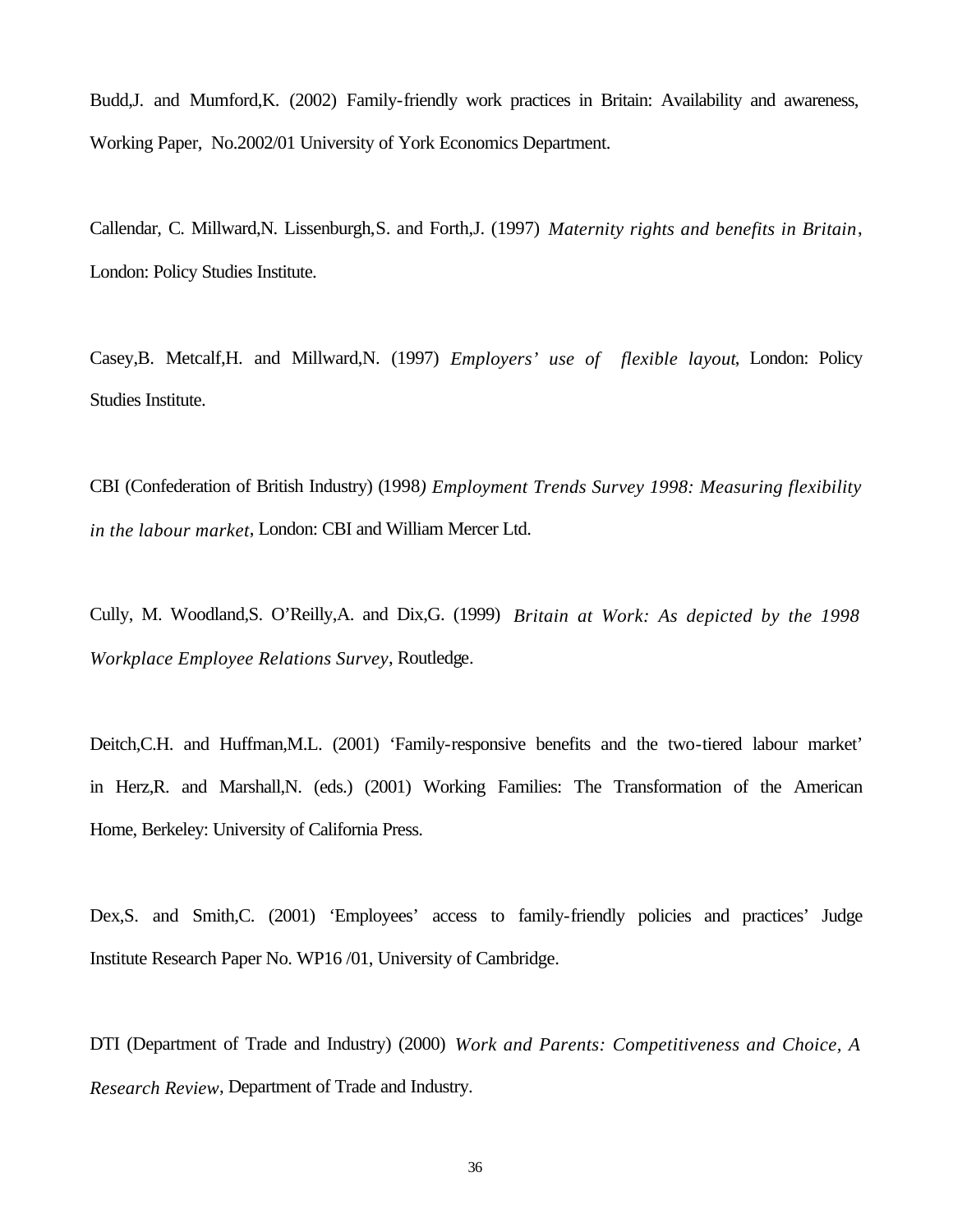Budd,J. and Mumford,K. (2002) Family-friendly work practices in Britain: Availability and awareness, Working Paper, No.2002/01 University of York Economics Department.

Callendar, C. Millward,N. Lissenburgh,S. and Forth,J. (1997) *Maternity rights and benefits in Britain*, London: Policy Studies Institute.

Casey,B. Metcalf,H. and Millward,N. (1997) *Employers' use of flexible layout*, London: Policy Studies Institute.

CBI (Confederation of British Industry) (1998*) Employment Trends Survey 1998: Measuring flexibility in the labour market*, London: CBI and William Mercer Ltd.

Cully, M. Woodland,S. O'Reilly,A. and Dix,G. (1999) *Britain at Work: As depicted by the 1998 Workplace Employee Relations Survey*, Routledge.

Deitch,C.H. and Huffman,M.L. (2001) 'Family-responsive benefits and the two-tiered labour market' in Herz,R. and Marshall,N. (eds.) (2001) Working Families: The Transformation of the American Home, Berkeley: University of California Press.

Dex,S. and Smith,C. (2001) 'Employees' access to family-friendly policies and practices' Judge Institute Research Paper No. WP16 /01, University of Cambridge.

DTI (Department of Trade and Industry) (2000) *Work and Parents: Competitiveness and Choice, A Research Review*, Department of Trade and Industry.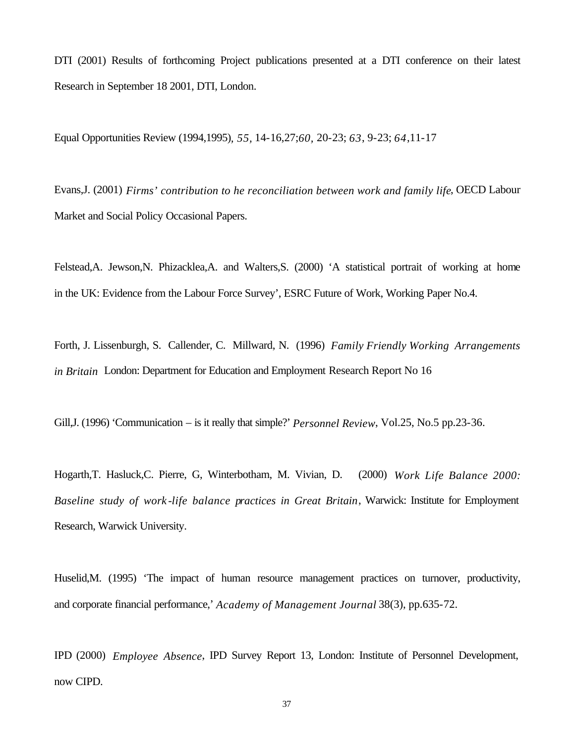DTI (2001) Results of forthcoming Project publications presented at a DTI conference on their latest Research in September 18 2001, DTI, London.

Equal Opportunities Review (1994,1995), *55*, 14-16,27;*60*, 20-23; *63*, 9-23; *64*,11-17

Evans,J. (2001) *Firms' contribution to he reconciliation between work and family life*, OECD Labour Market and Social Policy Occasional Papers.

Felstead,A. Jewson,N. Phizacklea,A. and Walters,S. (2000) 'A statistical portrait of working at home in the UK: Evidence from the Labour Force Survey', ESRC Future of Work, Working Paper No.4.

Forth, J. Lissenburgh, S. Callender, C. Millward, N. (1996) *Family Friendly Working Arrangements in Britain* London: Department for Education and Employment Research Report No 16

Gill,J. (1996) 'Communication – is it really that simple?' *Personnel Review*, Vol.25, No.5 pp.23-36.

Hogarth,T. Hasluck,C. Pierre, G, Winterbotham, M. Vivian, D. (2000) *Work Life Balance 2000: Baseline study of work-life balance practices in Great Britain*, Warwick: Institute for Employment Research, Warwick University.

Huselid,M. (1995) 'The impact of human resource management practices on turnover, productivity, and corporate financial performance,' *Academy of Management Journal* 38(3), pp.635-72.

IPD (2000) *Employee Absence*, IPD Survey Report 13, London: Institute of Personnel Development, now CIPD.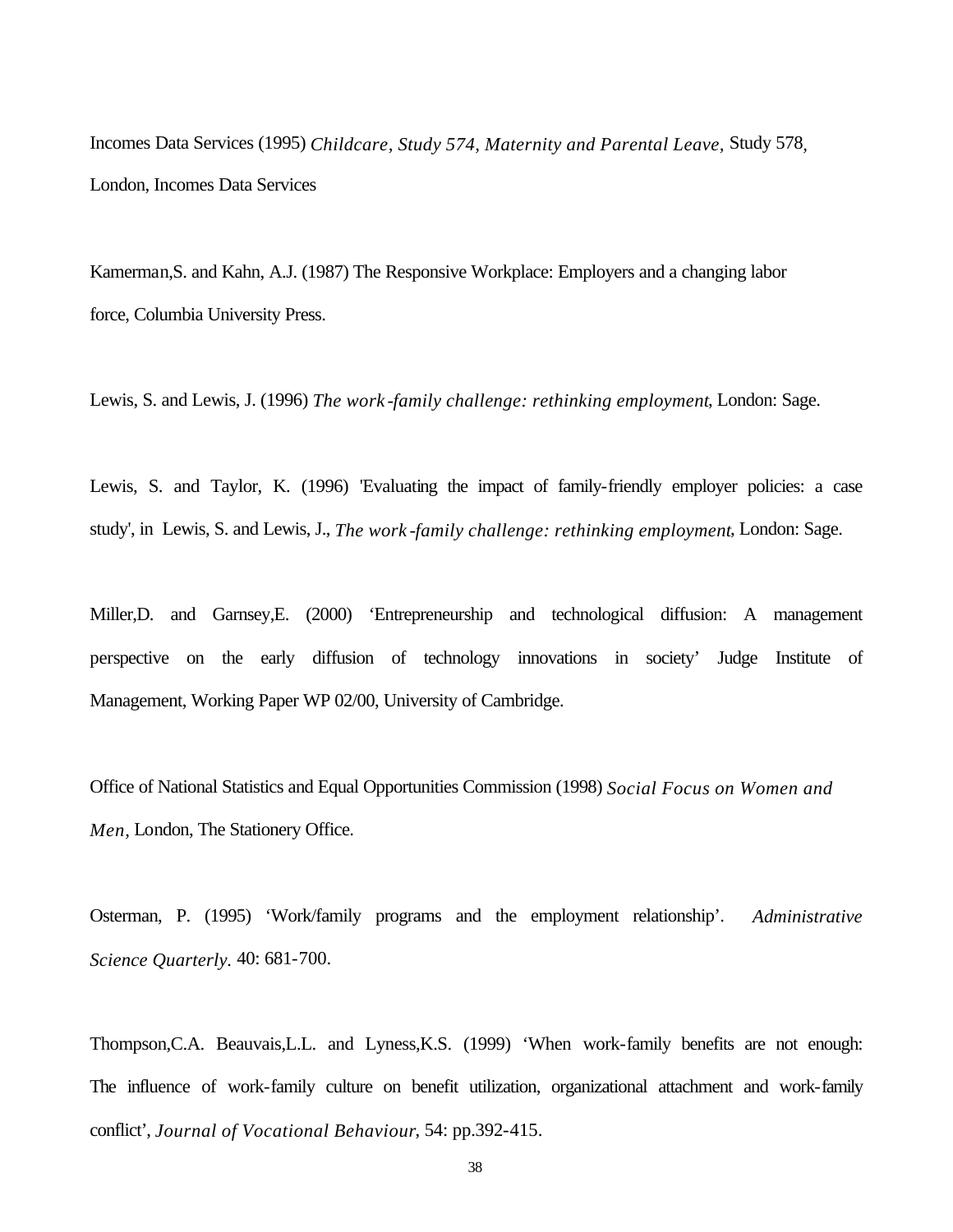Incomes Data Services (1995) *Childcare, Study 574, Maternity and Parental Leave*, Study 578, London, Incomes Data Services

Kamerman,S. and Kahn, A.J. (1987) The Responsive Workplace: Employers and a changing labor force, Columbia University Press.

Lewis, S. and Lewis, J. (1996) *The work-family challenge: rethinking employment*, London: Sage.

Lewis, S. and Taylor, K. (1996) 'Evaluating the impact of family-friendly employer policies: a case study', in Lewis, S. and Lewis, J., *The work-family challenge: rethinking employment*, London: Sage.

Miller,D. and Garnsey,E. (2000) 'Entrepreneurship and technological diffusion: A management perspective on the early diffusion of technology innovations in society' Judge Institute of Management, Working Paper WP 02/00, University of Cambridge.

Office of National Statistics and Equal Opportunities Commission (1998) *Social Focus on Women and Men*, London, The Stationery Office.

Osterman, P. (1995) 'Work/family programs and the employment relationship'. *Administrative Science Quarterly*. 40: 681-700.

Thompson,C.A. Beauvais,L.L. and Lyness,K.S. (1999) 'When work-family benefits are not enough: The influence of work-family culture on benefit utilization, organizational attachment and work-family conflict', *Journal of Vocational Behaviour*, 54: pp.392-415.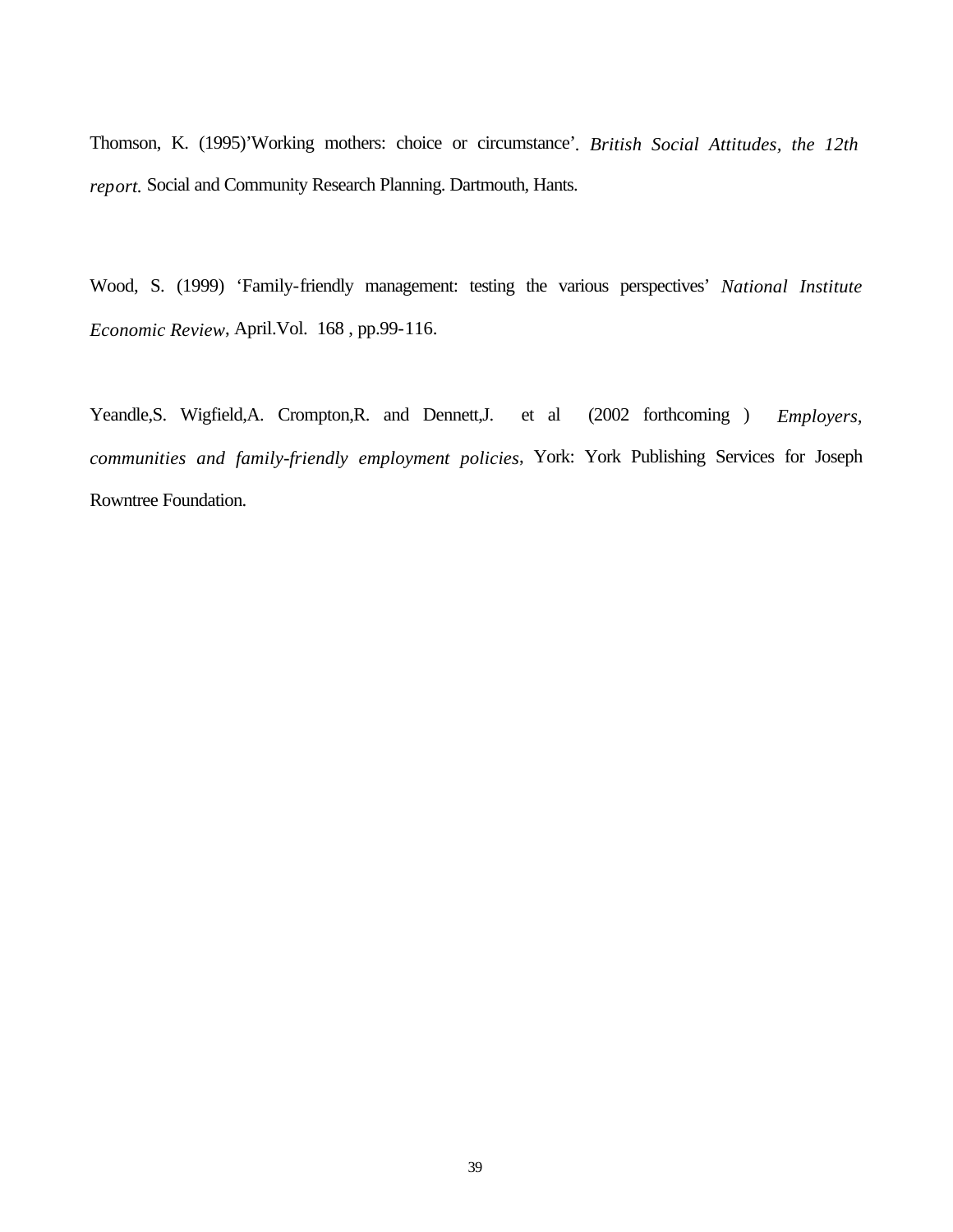Thomson, K. (1995)'Working mothers: choice or circumstance'. *British Social Attitudes, the 12th report.* Social and Community Research Planning. Dartmouth, Hants.

Wood, S. (1999) 'Family-friendly management: testing the various perspectives' *National Institute Economic Review*, April.Vol. 168 , pp.99-116.

Yeandle,S. Wigfield,A. Crompton,R. and Dennett,J. et al (2002 forthcoming ) *Employers, communities and family-friendly employment policies*, York: York Publishing Services for Joseph Rowntree Foundation.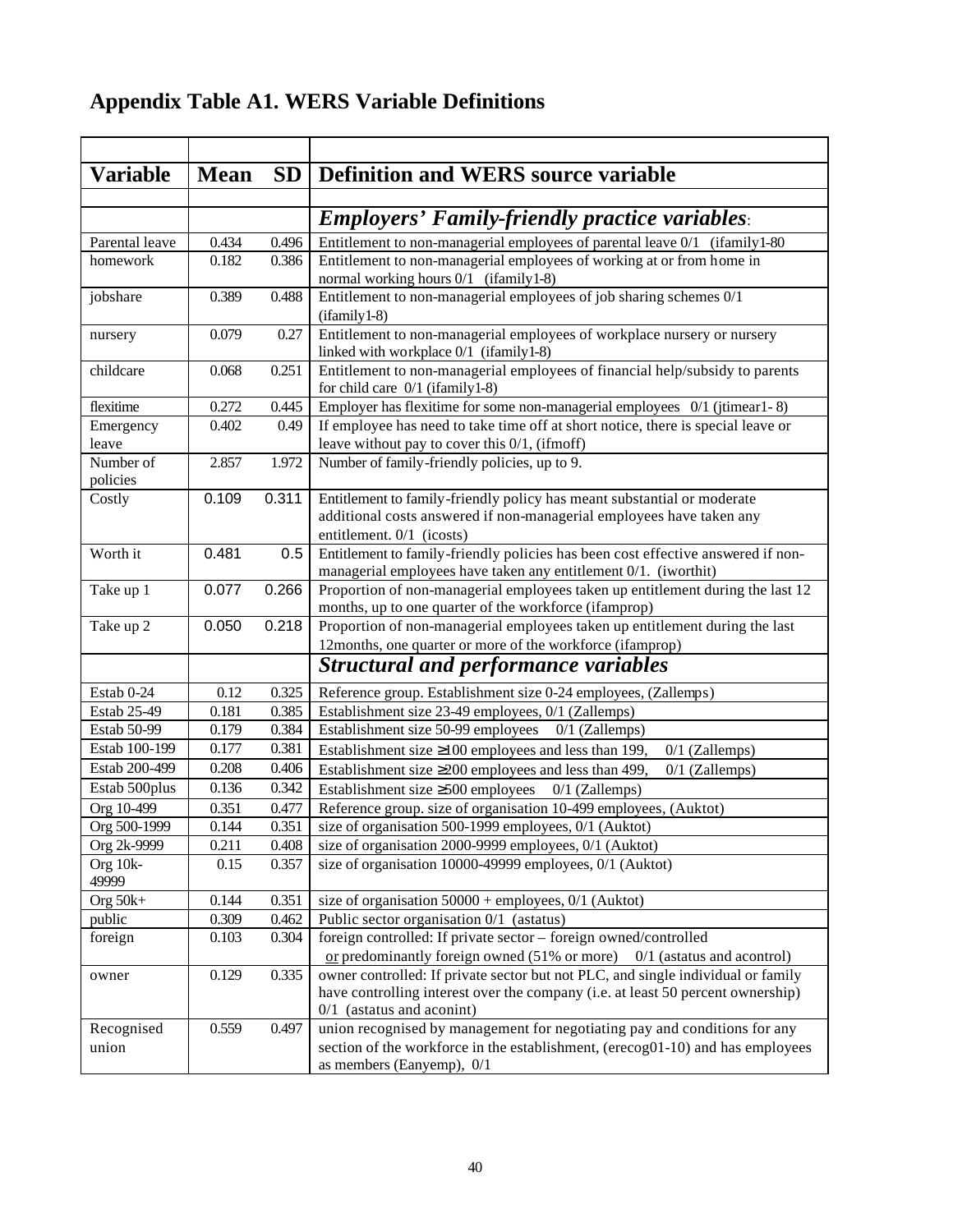## Appendix Table A1. WERS Variable Definitions

| Variable | Mean | SD | Definition and WERS source variable |
|---|---|---|---|
| | | | ***Employers' Family-friendly practice variables*:** |
| Parental leave | 0.434 | 0.496 | Entitlement to non-managerial employees of parental leave 0/1 (ifamily1-80 |
| homework | 0.182 | 0.386 | Entitlement to non-managerial employees of working at or from home in normal working hours 0/1 (ifamily1-8) |
| jobshare | 0.389 | 0.488 | Entitlement to non-managerial employees of job sharing schemes 0/1 (ifamily1-8) |
| nursery | 0.079 | 0.27 | Entitlement to non-managerial employees of workplace nursery or nursery linked with workplace 0/1 (ifamily1-8) |
| childcare | 0.068 | 0.251 | Entitlement to non-managerial employees of financial help/subsidy to parents for child care 0/1 (ifamily1-8) |
| flexitime | 0.272 | 0.445 | Employer has flexitime for some non-managerial employees 0/1 (jtimear1- 8) |
| Emergency leave | 0.402 | 0.49 | If employee has need to take time off at short notice, there is special leave or leave without pay to cover this 0/1, (ifmoff) |
| Number of policies | 2.857 | 1.972 | Number of family-friendly policies, up to 9. |
| Costly | 0.109 | 0.311 | Entitlement to family-friendly policy has meant substantial or moderate additional costs answered if non-managerial employees have taken any entitlement. 0/1 (icosts) |
| Worth it | 0.481 | 0.5 | Entitlement to family-friendly policies has been cost effective answered if non-managerial employees have taken any entitlement 0/1. (iworthit) |
| Take up 1 | 0.077 | 0.266 | Proportion of non-managerial employees taken up entitlement during the last 12 months, up to one quarter of the workforce (ifamprop) |
| Take up 2 | 0.050 | 0.218 | Proportion of non-managerial employees taken up entitlement during the last 12months, one quarter or more of the workforce (ifamprop) |
| | | | ***Structural and performance variables*** |
| Estab 0-24 | 0.12 | 0.325 | Reference group. Establishment size 0-24 employees, (Zallemps) |
| Estab 25-49 | 0.181 | 0.385 | Establishment size 23-49 employees, 0/1 (Zallemps) |
| Estab 50-99 | 0.179 | 0.384 | Establishment size 50-99 employees 0/1 (Zallemps) |
| Estab 100-199 | 0.177 | 0.381 | Establishment size ≥100 employees and less than 199, 0/1 (Zallemps) |
| Estab 200-499 | 0.208 | 0.406 | Establishment size ≥200 employees and less than 499, 0/1 (Zallemps) |
| Estab 500plus | 0.136 | 0.342 | Establishment size ≥500 employees 0/1 (Zallemps) |
| Org 10-499 | 0.351 | 0.477 | Reference group. size of organisation 10-499 employees, (Auktot) |
| Org 500-1999 | 0.144 | 0.351 | size of organisation 500-1999 employees, 0/1 (Auktot) |
| Org 2k-9999 | 0.211 | 0.408 | size of organisation 2000-9999 employees, 0/1 (Auktot) |
| Org 10k-49999 | 0.15 | 0.357 | size of organisation 10000-49999 employees, 0/1 (Auktot) |
| Org 50k+ | 0.144 | 0.351 | size of organisation 50000 + employees, 0/1 (Auktot) |
| public | 0.309 | 0.462 | Public sector organisation 0/1 (astatus) |
| foreign | 0.103 | 0.304 | foreign controlled: If private sector – foreign owned/controlled <u>or</u> predominantly foreign owned (51% or more) 0/1 (astatus and acontrol) |
| owner | 0.129 | 0.335 | owner controlled: If private sector but not PLC, and single individual or family have controlling interest over the company (i.e. at least 50 percent ownership) 0/1 (astatus and aconint) |
| Recognised union | 0.559 | 0.497 | union recognised by management for negotiating pay and conditions for any section of the workforce in the establishment, (erecog01-10) and has employees as members (Eanyemp), 0/1 |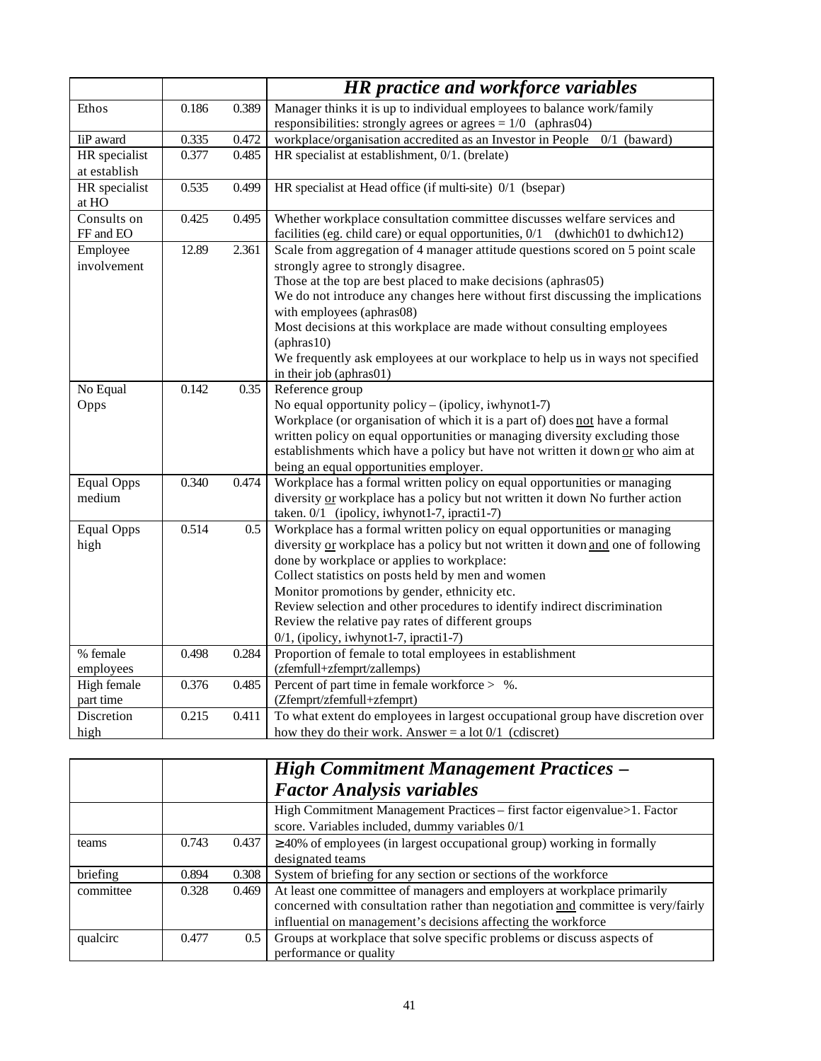| | | | *HR practice and workforce variables* |
|---|---|---|---|
| Ethos | 0.186 | 0.389 | Manager thinks it is up to individual employees to balance work/family responsibilities: strongly agrees or agrees = 1/0 (aphras04) |
| IiP award | 0.335 | 0.472 | workplace/organisation accredited as an Investor in People 0/1 (baward) |
| HR specialist at establish | 0.377 | 0.485 | HR specialist at establishment, 0/1. (brelate) |
| HR specialist at HO | 0.535 | 0.499 | HR specialist at Head office (if multi-site) 0/1 (bsepar) |
| Consults on FF and EO | 0.425 | 0.495 | Whether workplace consultation committee discusses welfare services and facilities (eg. child care) or equal opportunities, 0/1 (dwhich01 to dwhich12) |
| Employee involvement | 12.89 | 2.361 | Scale from aggregation of 4 manager attitude questions scored on 5 point scale strongly agree to strongly disagree.<br>Those at the top are best placed to make decisions (aphras05)<br>We do not introduce any changes here without first discussing the implications with employees (aphras08)<br>Most decisions at this workplace are made without consulting employees (aphras10)<br>We frequently ask employees at our workplace to help us in ways not specified in their job (aphras01) |
| No Equal Opps | 0.142 | 0.35 | Reference group<br>No equal opportunity policy – (ipolicy, iwhynot1-7)<br>Workplace (or organisation of which it is a part of) does not have a formal written policy on equal opportunities or managing diversity excluding those establishments which have a policy but have not written it down or who aim at being an equal opportunities employer. |
| Equal Opps medium | 0.340 | 0.474 | Workplace has a formal written policy on equal opportunities or managing diversity or workplace has a policy but not written it down No further action taken. 0/1 (ipolicy, iwhynot1-7, ipracti1-7) |
| Equal Opps high | 0.514 | 0.5 | Workplace has a formal written policy on equal opportunities or managing diversity or workplace has a policy but not written it down and one of following done by workplace or applies to workplace:<br>Collect statistics on posts held by men and women<br>Monitor promotions by gender, ethnicity etc.<br>Review selection and other procedures to identify indirect discrimination<br>Review the relative pay rates of different groups<br>0/1, (ipolicy, iwhynot1-7, ipracti1-7) |
| % female employees | 0.498 | 0.284 | Proportion of female to total employees in establishment (zfemfull+zfemprt/zallemps) |
| High female part time | 0.376 | 0.485 | Percent of part time in female workforce > %. (Zfemprt/zfemfull+zfemprt) |
| Discretion high | 0.215 | 0.411 | To what extent do employees in largest occupational group have discretion over how they do their work. Answer = a lot 0/1 (cdiscret) |

| | | | *High Commitment Management Practices – Factor Analysis variables* |
|---|---|---|---|
| | | | High Commitment Management Practices – first factor eigenvalue>1. Factor score. Variables included, dummy variables 0/1 |
| teams | 0.743 | 0.437 | ≥40% of employees (in largest occupational group) working in formally designated teams |
| briefing | 0.894 | 0.308 | System of briefing for any section or sections of the workforce |
| committee | 0.328 | 0.469 | At least one committee of managers and employers at workplace primarily concerned with consultation rather than negotiation and committee is very/fairly influential on management's decisions affecting the workforce |
| qualcirc | 0.477 | 0.5 | Groups at workplace that solve specific problems or discuss aspects of performance or quality |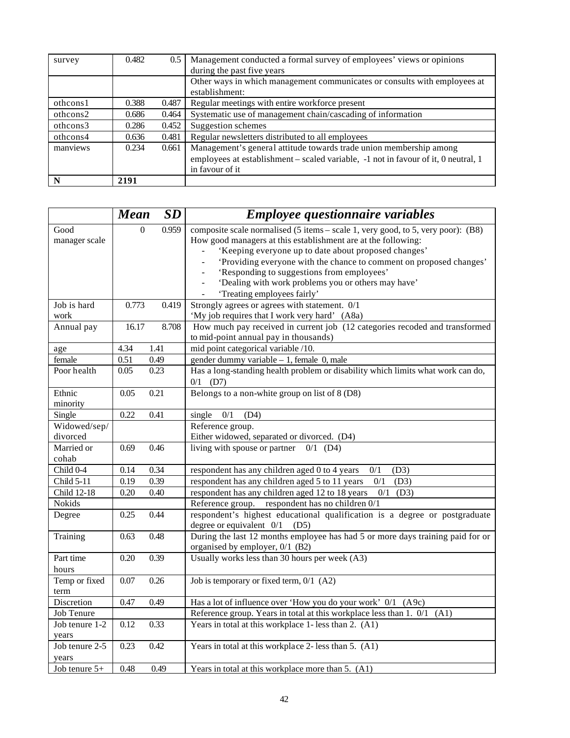| | | | |
|---|---|---|---|
| survey | 0.482 | 0.5 | Management conducted a formal survey of employees' views or opinions during the past five years |
| | | | Other ways in which management communicates or consults with employees at establishment: |
| othcons1 | 0.388 | 0.487 | Regular meetings with entire workforce present |
| othcons2 | 0.686 | 0.464 | Systematic use of management chain/cascading of information |
| othcons3 | 0.286 | 0.452 | Suggestion schemes |
| othcons4 | 0.636 | 0.481 | Regular newsletters distributed to all employees |
| manviews | 0.234 | 0.661 | Management's general attitude towards trade union membership among employees at establishment – scaled variable, -1 not in favour of it, 0 neutral, 1 in favour of it |
| **N** | **2191** | | |

| | ***Mean*** | ***SD*** | ***Employee questionnaire variables*** |
|---|---|---|---|
| Good manager scale | 0 | 0.959 | composite scale normalised (5 items – scale 1, very good, to 5, very poor): (B8) How good managers at this establishment are at the following: - 'Keeping everyone up to date about proposed changes' - 'Providing everyone with the chance to comment on proposed changes' - 'Responding to suggestions from employees' - 'Dealing with work problems you or others may have' - 'Treating employees fairly' |
| Job is hard work | 0.773 | 0.419 | Strongly agrees or agrees with statement. 0/1 'My job requires that I work very hard' (A8a) |
| Annual pay | 16.17 | 8.708 | How much pay received in current job (12 categories recoded and transformed to mid-point annual pay in thousands) |
| age | 4.34 | 1.41 | mid point categorical variable /10. |
| female | 0.51 | 0.49 | gender dummy variable – 1, female 0, male |
| Poor health | 0.05 | 0.23 | Has a long-standing health problem or disability which limits what work can do, 0/1 (D7) |
| Ethnic minority | 0.05 | 0.21 | Belongs to a non-white group on list of 8 (D8) |
| Single | 0.22 | 0.41 | single 0/1 (D4) |
| Widowed/sep/divorced | | | Reference group. Either widowed, separated or divorced. (D4) |
| Married or cohab | 0.69 | 0.46 | living with spouse or partner 0/1 (D4) |
| Child 0-4 | 0.14 | 0.34 | respondent has any children aged 0 to 4 years 0/1 (D3) |
| Child 5-11 | 0.19 | 0.39 | respondent has any children aged 5 to 11 years 0/1 (D3) |
| Child 12-18 | 0.20 | 0.40 | respondent has any children aged 12 to 18 years 0/1 (D3) |
| Nokids | | | Reference group. respondent has no children 0/1 |
| Degree | 0.25 | 0.44 | respondent's highest educational qualification is a degree or postgraduate degree or equivalent 0/1 (D5) |
| Training | 0.63 | 0.48 | During the last 12 months employee has had 5 or more days training paid for or organised by employer, 0/1 (B2) |
| Part time hours | 0.20 | 0.39 | Usually works less than 30 hours per week (A3) |
| Temp or fixed term | 0.07 | 0.26 | Job is temporary or fixed term, 0/1 (A2) |
| Discretion | 0.47 | 0.49 | Has a lot of influence over 'How you do your work' 0/1 (A9c) |
| Job Tenure | | | Reference group. Years in total at this workplace less than 1. 0/1 (A1) |
| Job tenure 1-2 years | 0.12 | 0.33 | Years in total at this workplace 1- less than 2. (A1) |
| Job tenure 2-5 years | 0.23 | 0.42 | Years in total at this workplace 2- less than 5. (A1) |
| Job tenure 5+ | 0.48 | 0.49 | Years in total at this workplace more than 5. (A1) |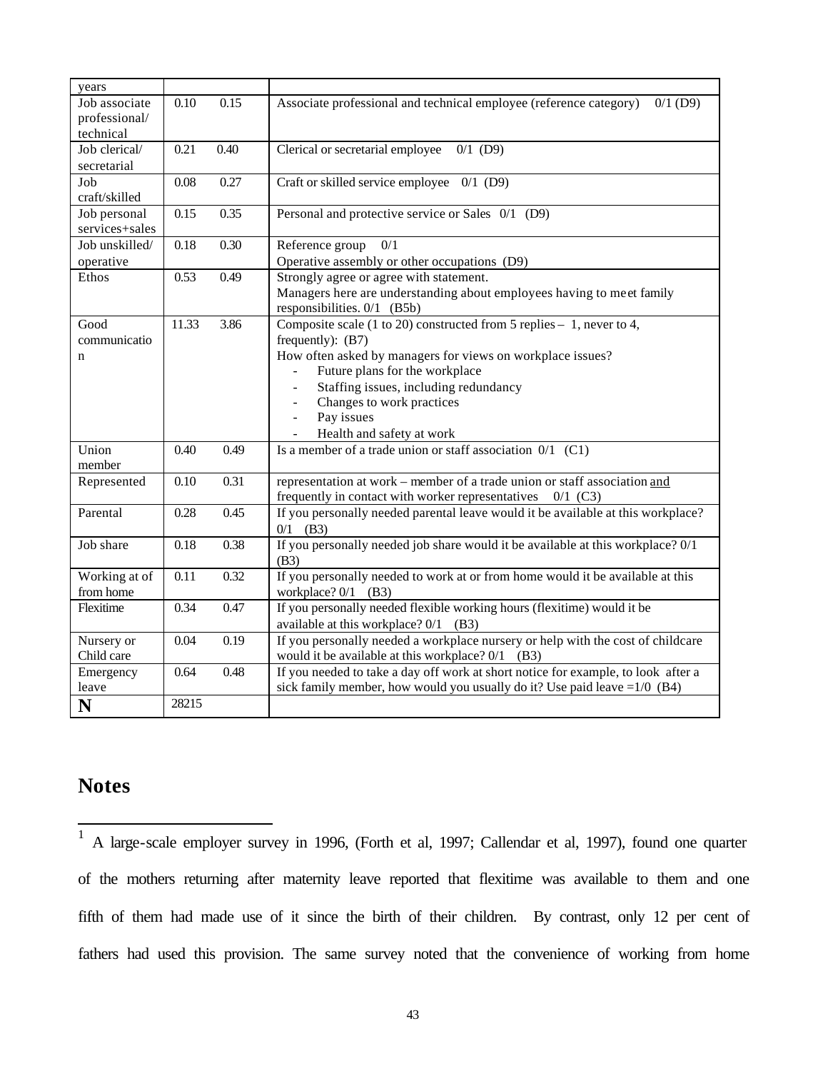| years | | | |
|---|---|---|---|
| Job associate professional/ technical | 0.10 | 0.15 | Associate professional and technical employee (reference category) 0/1 (D9) |
| Job clerical/ secretarial | 0.21 | 0.40 | Clerical or secretarial employee 0/1 (D9) |
| Job craft/skilled | 0.08 | 0.27 | Craft or skilled service employee 0/1 (D9) |
| Job personal services+sales | 0.15 | 0.35 | Personal and protective service or Sales 0/1 (D9) |
| Job unskilled/ operative | 0.18 | 0.30 | Reference group 0/1<br>Operative assembly or other occupations (D9) |
| Ethos | 0.53 | 0.49 | Strongly agree or agree with statement.<br>Managers here are understanding about employees having to meet family responsibilities. 0/1 (B5b) |
| Good communication | 11.33 | 3.86 | Composite scale (1 to 20) constructed from 5 replies – 1, never to 4, frequently): (B7)<br>How often asked by managers for views on workplace issues?<br>- Future plans for the workplace<br>- Staffing issues, including redundancy<br>- Changes to work practices<br>- Pay issues<br>- Health and safety at work |
| Union member | 0.40 | 0.49 | Is a member of a trade union or staff association 0/1 (C1) |
| Represented | 0.10 | 0.31 | representation at work – member of a trade union or staff association and frequently in contact with worker representatives 0/1 (C3) |
| Parental | 0.28 | 0.45 | If you personally needed parental leave would it be available at this workplace? 0/1 (B3) |
| Job share | 0.18 | 0.38 | If you personally needed job share would it be available at this workplace? 0/1 (B3) |
| Working at of from home | 0.11 | 0.32 | If you personally needed to work at or from home would it be available at this workplace? 0/1 (B3) |
| Flexitime | 0.34 | 0.47 | If you personally needed flexible working hours (flexitime) would it be available at this workplace? 0/1 (B3) |
| Nursery or Child care | 0.04 | 0.19 | If you personally needed a workplace nursery or help with the cost of childcare would it be available at this workplace? 0/1 (B3) |
| Emergency leave | 0.64 | 0.48 | If you needed to take a day off work at short notice for example, to look after a sick family member, how would you usually do it? Use paid leave =1/0 (B4) |
| **N** | 28215 | | |

## Notes

[1] A large-scale employer survey in 1996, (Forth et al, 1997; Callendar et al, 1997), found one quarter of the mothers returning after maternity leave reported that flexitime was available to them and one fifth of them had made use of it since the birth of their children. By contrast, only 12 per cent of fathers had used this provision. The same survey noted that the convenience of working from home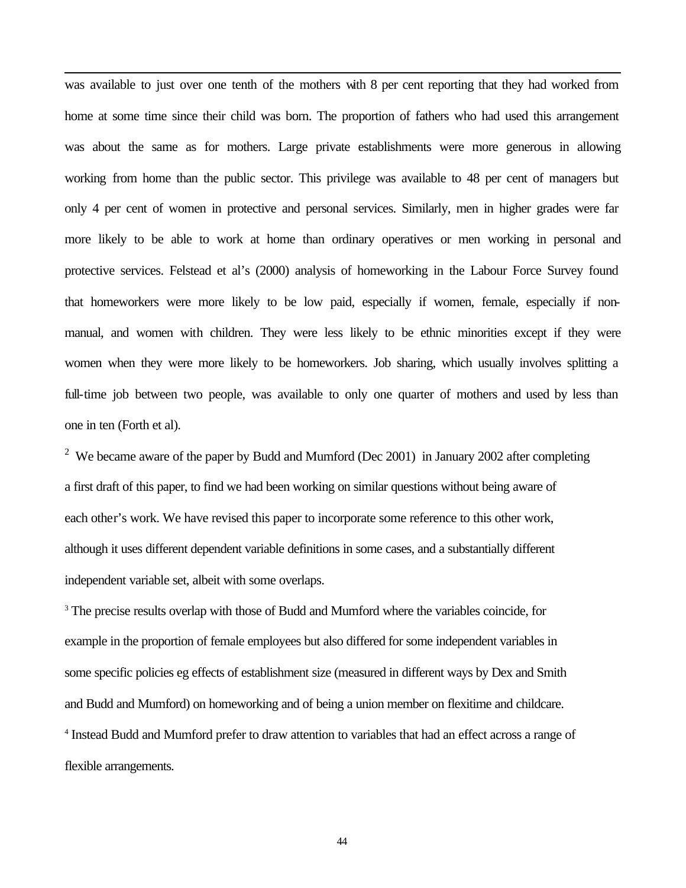was available to just over one tenth of the mothers with 8 per cent reporting that they had worked from home at some time since their child was born. The proportion of fathers who had used this arrangement was about the same as for mothers. Large private establishments were more generous in allowing working from home than the public sector. This privilege was available to 48 per cent of managers but only 4 per cent of women in protective and personal services. Similarly, men in higher grades were far more likely to be able to work at home than ordinary operatives or men working in personal and protective services. Felstead et al's (2000) analysis of homeworking in the Labour Force Survey found that homeworkers were more likely to be low paid, especially if women, female, especially if non-manual, and women with children. They were less likely to be ethnic minorities except if they were women when they were more likely to be homeworkers. Job sharing, which usually involves splitting a full-time job between two people, was available to only one quarter of mothers and used by less than one in ten (Forth et al).

[2] We became aware of the paper by Budd and Mumford (Dec 2001) in January 2002 after completing a first draft of this paper, to find we had been working on similar questions without being aware of each other's work. We have revised this paper to incorporate some reference to this other work, although it uses different dependent variable definitions in some cases, and a substantially different independent variable set, albeit with some overlaps.

[3] The precise results overlap with those of Budd and Mumford where the variables coincide, for example in the proportion of female employees but also differed for some independent variables in some specific policies eg effects of establishment size (measured in different ways by Dex and Smith and Budd and Mumford) on homeworking and of being a union member on flexitime and childcare.

[4] Instead Budd and Mumford prefer to draw attention to variables that had an effect across a range of flexible arrangements.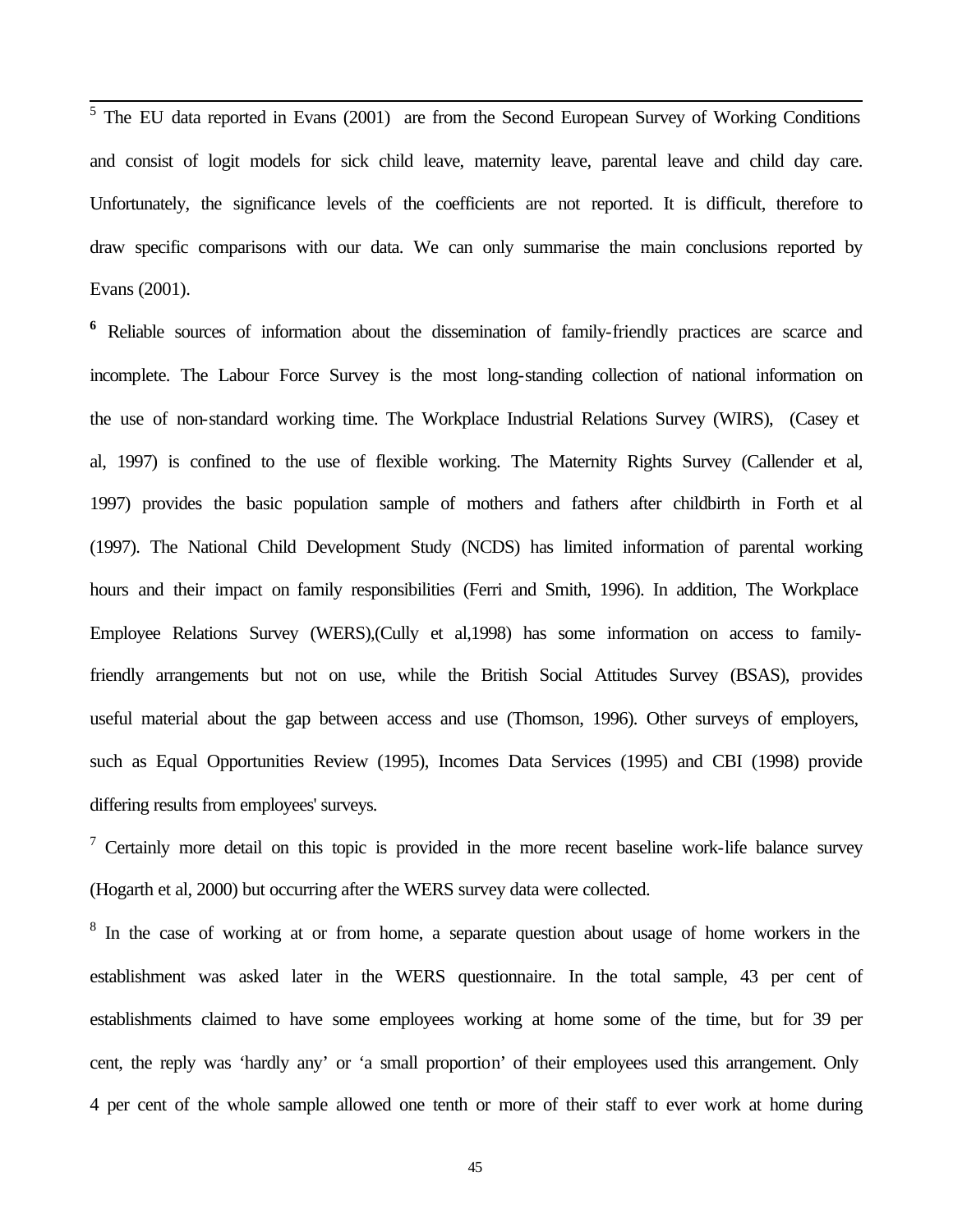[5] The EU data reported in Evans (2001) are from the Second European Survey of Working Conditions and consist of logit models for sick child leave, maternity leave, parental leave and child day care. Unfortunately, the significance levels of the coefficients are not reported. It is difficult, therefore to draw specific comparisons with our data. We can only summarise the main conclusions reported by Evans (2001).

[6] Reliable sources of information about the dissemination of family-friendly practices are scarce and incomplete. The Labour Force Survey is the most long-standing collection of national information on the use of non-standard working time. The Workplace Industrial Relations Survey (WIRS), (Casey et al, 1997) is confined to the use of flexible working. The Maternity Rights Survey (Callender et al, 1997) provides the basic population sample of mothers and fathers after childbirth in Forth et al (1997). The National Child Development Study (NCDS) has limited information of parental working hours and their impact on family responsibilities (Ferri and Smith, 1996). In addition, The Workplace Employee Relations Survey (WERS),(Cully et al,1998) has some information on access to family-friendly arrangements but not on use, while the British Social Attitudes Survey (BSAS), provides useful material about the gap between access and use (Thomson, 1996). Other surveys of employers, such as Equal Opportunities Review (1995), Incomes Data Services (1995) and CBI (1998) provide differing results from employees' surveys.

[7] Certainly more detail on this topic is provided in the more recent baseline work-life balance survey (Hogarth et al, 2000) but occurring after the WERS survey data were collected.

[8] In the case of working at or from home, a separate question about usage of home workers in the establishment was asked later in the WERS questionnaire. In the total sample, 43 per cent of establishments claimed to have some employees working at home some of the time, but for 39 per cent, the reply was 'hardly any' or 'a small proportion' of their employees used this arrangement. Only 4 per cent of the whole sample allowed one tenth or more of their staff to ever work at home during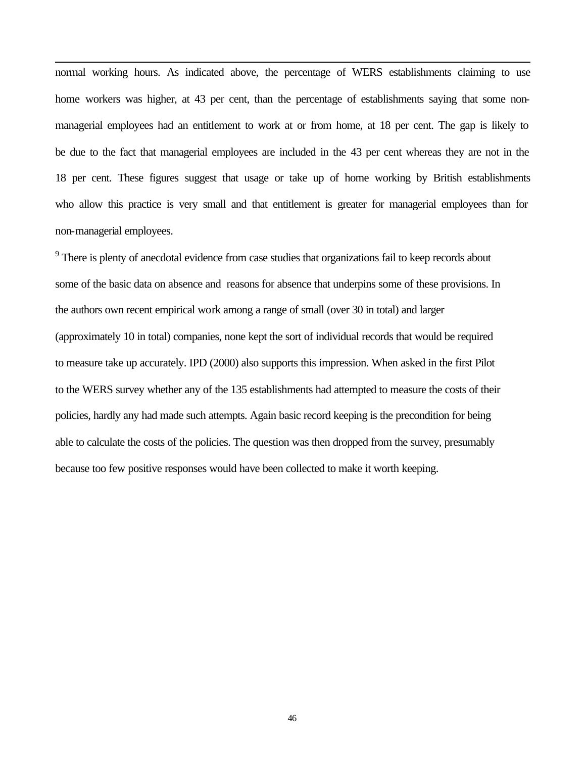normal working hours. As indicated above, the percentage of WERS establishments claiming to use home workers was higher, at 43 per cent, than the percentage of establishments saying that some non-managerial employees had an entitlement to work at or from home, at 18 per cent. The gap is likely to be due to the fact that managerial employees are included in the 43 per cent whereas they are not in the 18 per cent. These figures suggest that usage or take up of home working by British establishments who allow this practice is very small and that entitlement is greater for managerial employees than for non-managerial employees.

[9] There is plenty of anecdotal evidence from case studies that organizations fail to keep records about some of the basic data on absence and reasons for absence that underpins some of these provisions. In the authors own recent empirical work among a range of small (over 30 in total) and larger (approximately 10 in total) companies, none kept the sort of individual records that would be required to measure take up accurately. IPD (2000) also supports this impression. When asked in the first Pilot to the WERS survey whether any of the 135 establishments had attempted to measure the costs of their policies, hardly any had made such attempts. Again basic record keeping is the precondition for being able to calculate the costs of the policies. The question was then dropped from the survey, presumably because too few positive responses would have been collected to make it worth keeping.